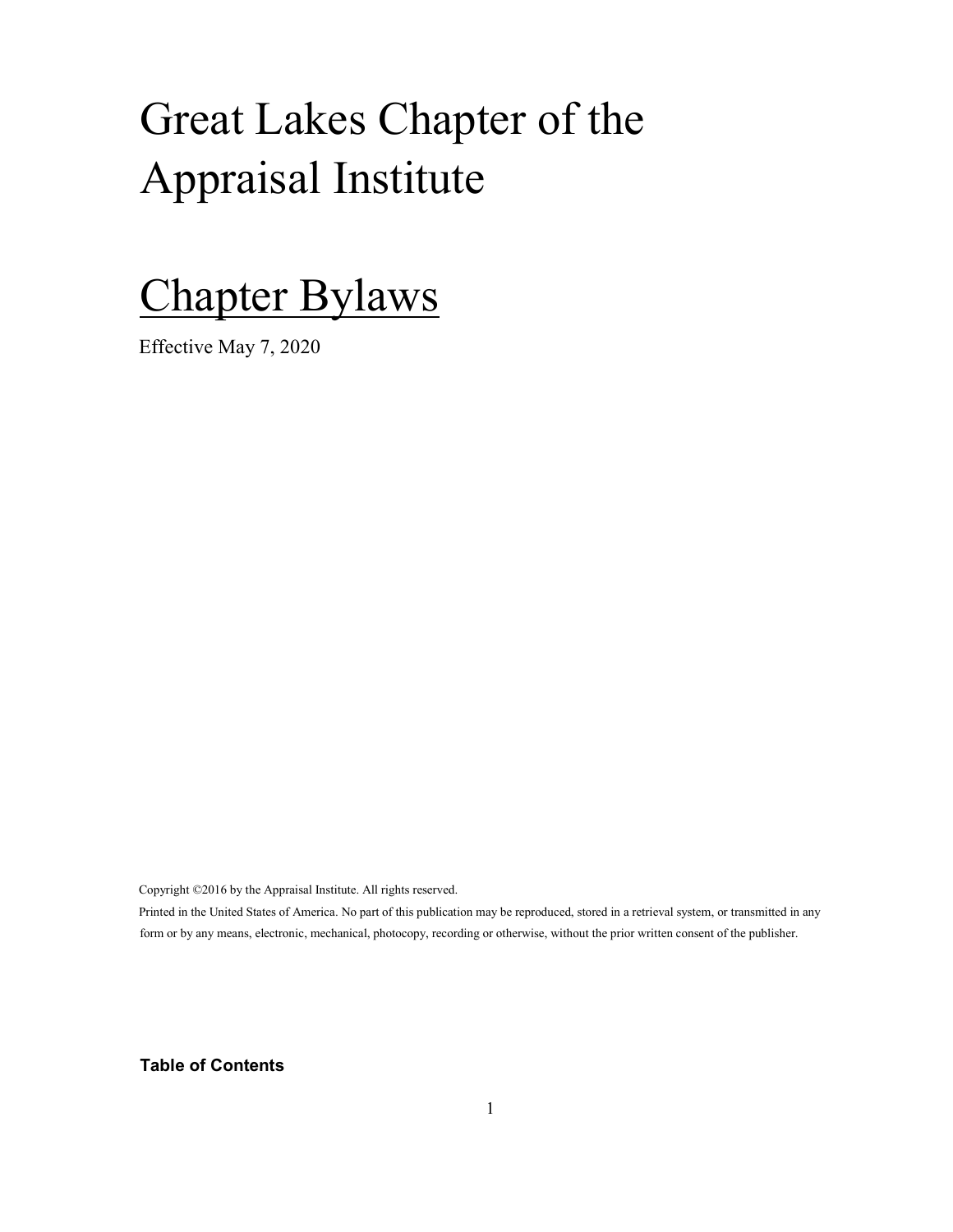# Great Lakes Chapter of the Appraisal Institute

# Chapter Bylaws

Effective May 7, 2020

Copyright ©2016 by the Appraisal Institute. All rights reserved.

Printed in the United States of America. No part of this publication may be reproduced, stored in a retrieval system, or transmitted in any form or by any means, electronic, mechanical, photocopy, recording or otherwise, without the prior written consent of the publisher.

**Table of Contents**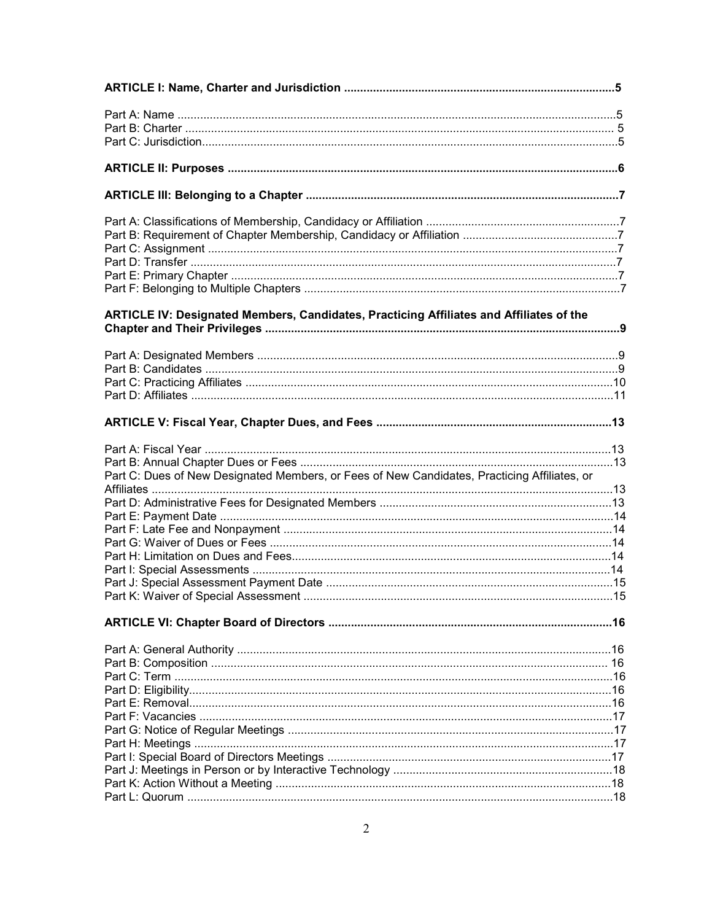**ARTICLE I: Name, Charter and Jurisdiction** .................................................................................5

Part A: Name .......................................................................................................................5
Part B: Charter .................................................................................................................... 5
Part C: Jurisdiction................................................................................................................5

**ARTICLE II: Purposes** .........................................................................................................6

**ARTICLE III: Belonging to a Chapter** ...................................................................................7

Part A: Classifications of Membership, Candidacy or Affiliation ...........................................................7
Part B: Requirement of Chapter Membership, Candidacy or Affiliation ................................................7
Part C: Assignment ..............................................................................................................7
Part D: Transfer ....................................................................................................................7
Part E: Primary Chapter ........................................................................................................7
Part F: Belonging to Multiple Chapters ..................................................................................7

**ARTICLE IV: Designated Members, Candidates, Practicing Affiliates and Affiliates of the Chapter and Their Privileges** .............................................................................................9

Part A: Designated Members ................................................................................................9
Part B: Candidates ...............................................................................................................9
Part C: Practicing Affiliates ..................................................................................................10
Part D: Affiliates ..................................................................................................................11

**ARTICLE V: Fiscal Year, Chapter Dues, and Fees** ...............................................................13

Part A: Fiscal Year ..............................................................................................................13
Part B: Annual Chapter Dues or Fees .................................................................................13
Part C: Dues of New Designated Members, or Fees of New Candidates, Practicing Affiliates, or Affiliates ..............................................................................................................................13
Part D: Administrative Fees for Designated Members ..........................................................13
Part E: Payment Date .........................................................................................................14
Part F: Late Fee and Nonpayment .......................................................................................14
Part G: Waiver of Dues or Fees ..........................................................................................14
Part H: Limitation on Dues and Fees....................................................................................14
Part I: Special Assessments ...............................................................................................14
Part J: Special Assessment Payment Date .........................................................................15
Part K: Waiver of Special Assessment ................................................................................15

**ARTICLE VI: Chapter Board of Directors** ...........................................................................16

Part A: General Authority ....................................................................................................16
Part B: Composition ........................................................................................................... 16
Part C: Term .......................................................................................................................16
Part D: Eligibility..................................................................................................................16
Part E: Removal...................................................................................................................16
Part F: Vacancies ................................................................................................................17
Part G: Notice of Regular Meetings .....................................................................................17
Part H: Meetings ..................................................................................................................17
Part I: Special Board of Directors Meetings .........................................................................17
Part J: Meetings in Person or by Interactive Technology .....................................................18
Part K: Action Without a Meeting ........................................................................................18
Part L: Quorum ...................................................................................................................18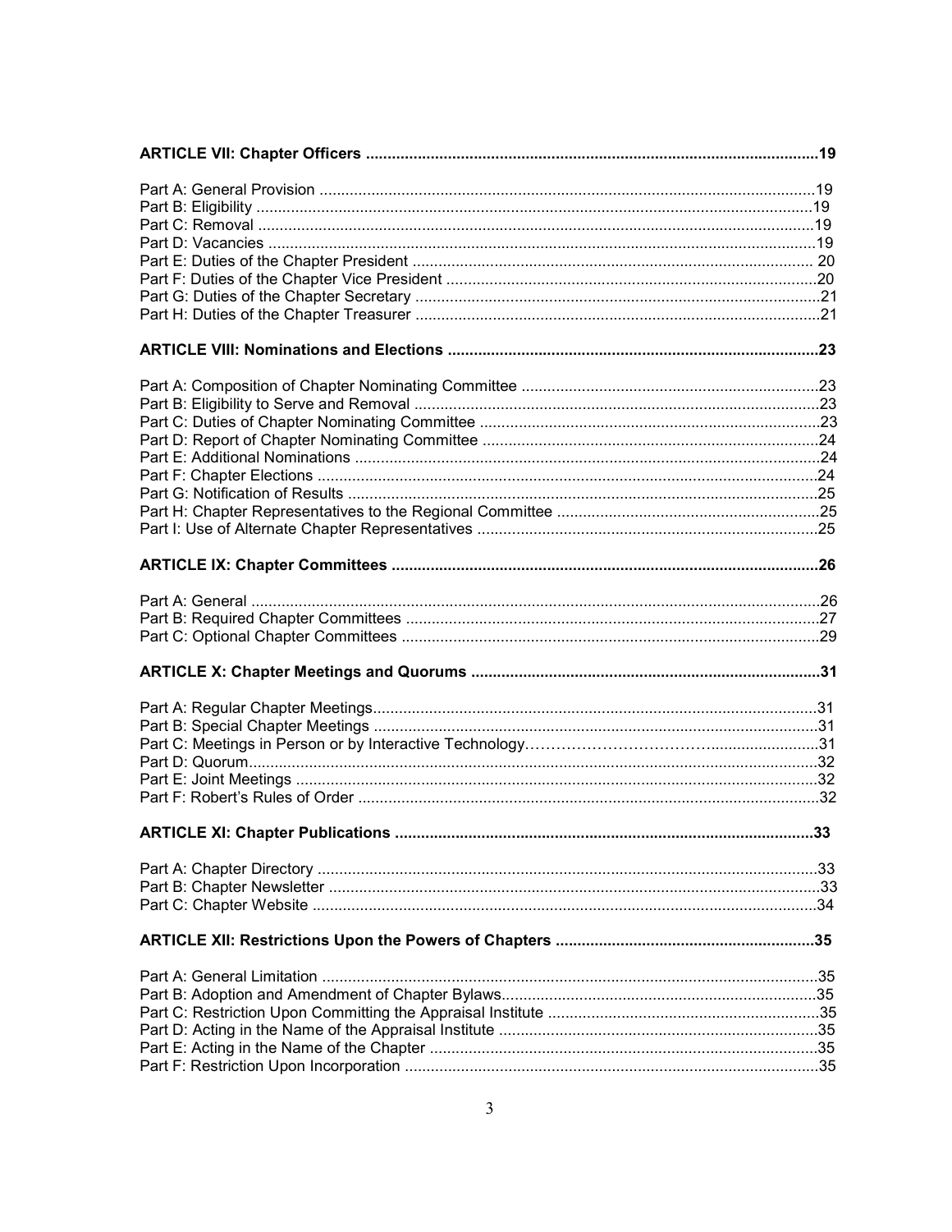**ARTICLE VII: Chapter Officers ........................................................................................................19**

Part A: General Provision ..................................................................................................19
Part B: Eligibility ................................................................................................................19
Part C: Removal ................................................................................................................19
Part D: Vacancies ..............................................................................................................19
Part E: Duties of the Chapter President ............................................................................ 20
Part F: Duties of the Chapter Vice President .....................................................................20
Part G: Duties of the Chapter Secretary .............................................................................21
Part H: Duties of the Chapter Treasurer .............................................................................21

**ARTICLE VIII: Nominations and Elections .....................................................................................23**

Part A: Composition of Chapter Nominating Committee ....................................................23
Part B: Eligibility to Serve and Removal .............................................................................23
Part C: Duties of Chapter Nominating Committee ..............................................................23
Part D: Report of Chapter Nominating Committee .............................................................24
Part E: Additional Nominations ...........................................................................................24
Part F: Chapter Elections ...................................................................................................24
Part G: Notification of Results ............................................................................................25
Part H: Chapter Representatives to the Regional Committee ............................................25
Part I: Use of Alternate Chapter Representatives ..............................................................25

**ARTICLE IX: Chapter Committees ..................................................................................................26**

Part A: General ...................................................................................................................26
Part B: Required Chapter Committees ...............................................................................27
Part C: Optional Chapter Committees ................................................................................29

**ARTICLE X: Chapter Meetings and Quorums ................................................................................31**

Part A: Regular Chapter Meetings......................................................................................31
Part B: Special Chapter Meetings ......................................................................................31
Part C: Meetings in Person or by Interactive Technology……………………………........................31
Part D: Quorum...................................................................................................................32
Part E: Joint Meetings ........................................................................................................32
Part F: Robert's Rules of Order ..........................................................................................32

**ARTICLE XI: Chapter Publications ................................................................................................33**

Part A: Chapter Directory ...................................................................................................33
Part B: Chapter Newsletter .................................................................................................33
Part C: Chapter Website ....................................................................................................34

**ARTICLE XII: Restrictions Upon the Powers of Chapters ...........................................................35**

Part A: General Limitation ..................................................................................................35
Part B: Adoption and Amendment of Chapter Bylaws.........................................................35
Part C: Restriction Upon Committing the Appraisal Institute ..............................................35
Part D: Acting in the Name of the Appraisal Institute .........................................................35
Part E: Acting in the Name of the Chapter .........................................................................35
Part F: Restriction Upon Incorporation ...............................................................................35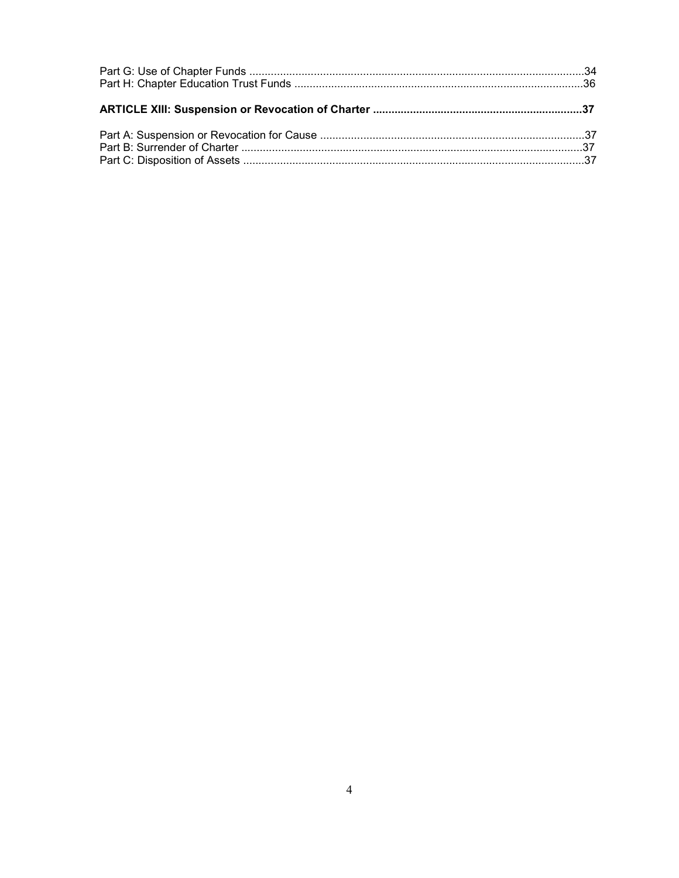Part G: Use of Chapter Funds ............................................................................................................34
Part H: Chapter Education Trust Funds .............................................................................................36

**ARTICLE XIII: Suspension or Revocation of Charter ...................................................................37**

Part A: Suspension or Revocation for Cause .....................................................................................37
Part B: Surrender of Charter ...............................................................................................................37
Part C: Disposition of Assets ...............................................................................................................37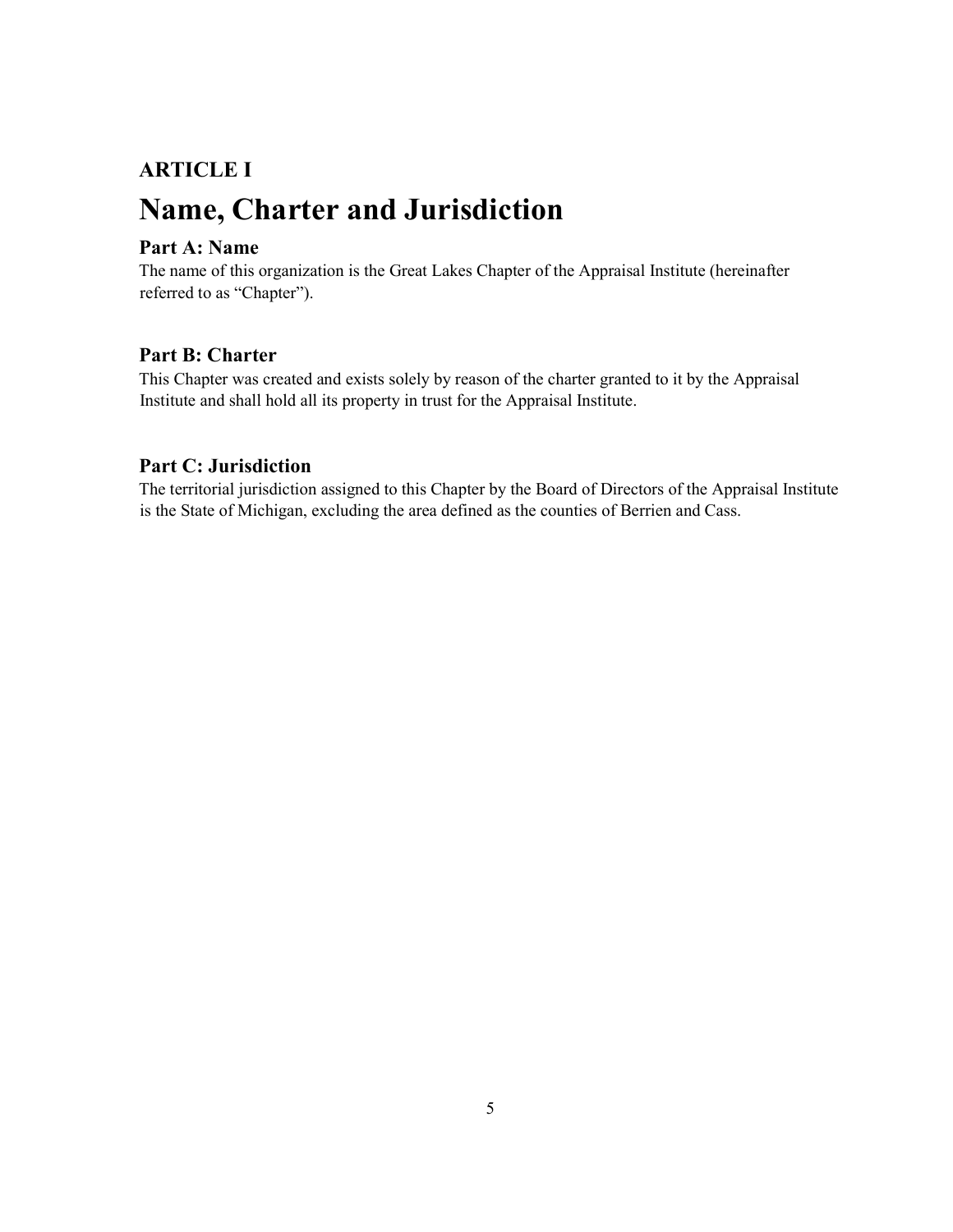### ARTICLE I

# Name, Charter and Jurisdiction

### Part A: Name

The name of this organization is the Great Lakes Chapter of the Appraisal Institute (hereinafter referred to as "Chapter").

### Part B: Charter

This Chapter was created and exists solely by reason of the charter granted to it by the Appraisal Institute and shall hold all its property in trust for the Appraisal Institute.

### Part C: Jurisdiction

The territorial jurisdiction assigned to this Chapter by the Board of Directors of the Appraisal Institute is the State of Michigan, excluding the area defined as the counties of Berrien and Cass.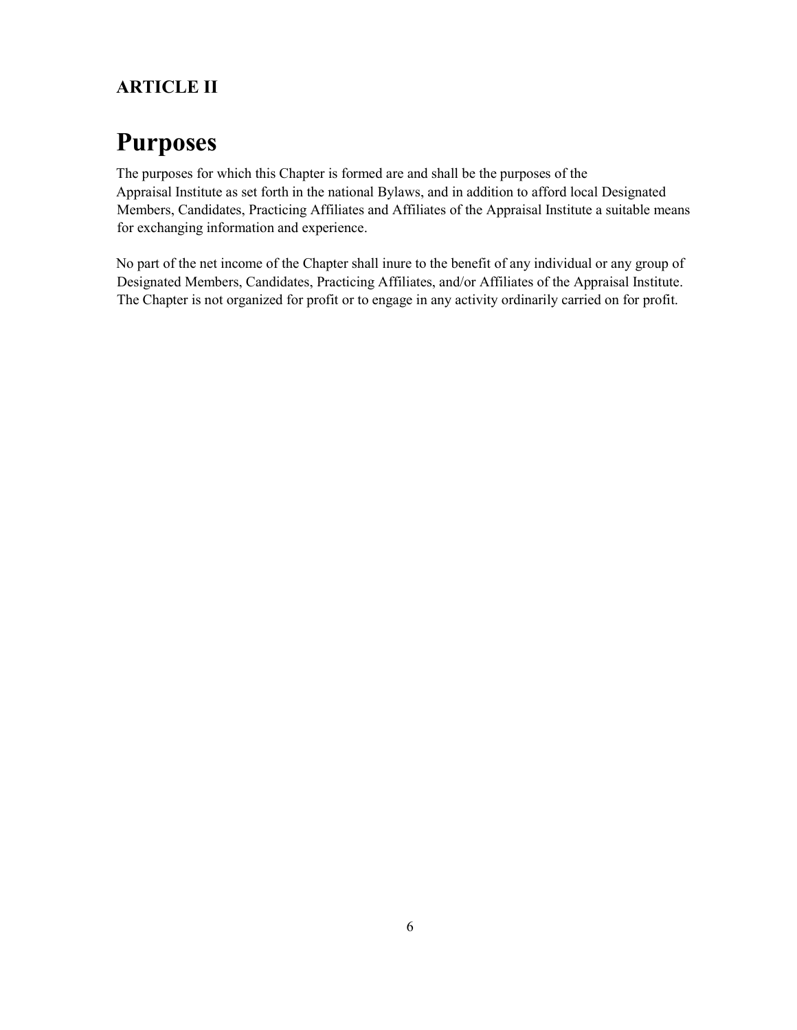## ARTICLE II

# Purposes

The purposes for which this Chapter is formed are and shall be the purposes of the Appraisal Institute as set forth in the national Bylaws, and in addition to afford local Designated Members, Candidates, Practicing Affiliates and Affiliates of the Appraisal Institute a suitable means for exchanging information and experience.

No part of the net income of the Chapter shall inure to the benefit of any individual or any group of Designated Members, Candidates, Practicing Affiliates, and/or Affiliates of the Appraisal Institute. The Chapter is not organized for profit or to engage in any activity ordinarily carried on for profit.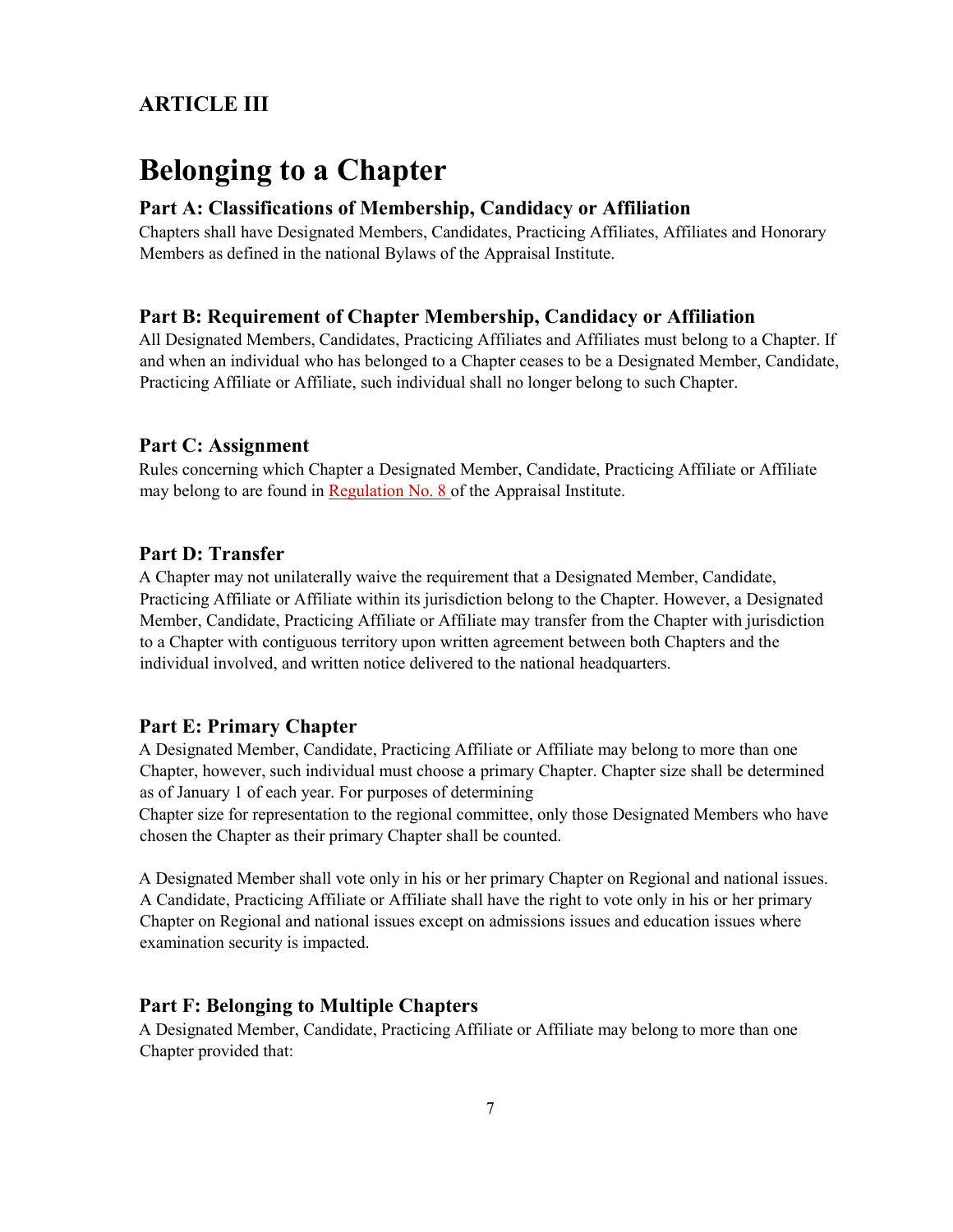## ARTICLE III

# Belonging to a Chapter

### Part A: Classifications of Membership, Candidacy or Affiliation

Chapters shall have Designated Members, Candidates, Practicing Affiliates, Affiliates and Honorary Members as defined in the national Bylaws of the Appraisal Institute.

### Part B: Requirement of Chapter Membership, Candidacy or Affiliation

All Designated Members, Candidates, Practicing Affiliates and Affiliates must belong to a Chapter. If and when an individual who has belonged to a Chapter ceases to be a Designated Member, Candidate, Practicing Affiliate or Affiliate, such individual shall no longer belong to such Chapter.

### Part C: Assignment

Rules concerning which Chapter a Designated Member, Candidate, Practicing Affiliate or Affiliate may belong to are found in Regulation No. 8 of the Appraisal Institute.

### Part D: Transfer

A Chapter may not unilaterally waive the requirement that a Designated Member, Candidate, Practicing Affiliate or Affiliate within its jurisdiction belong to the Chapter. However, a Designated Member, Candidate, Practicing Affiliate or Affiliate may transfer from the Chapter with jurisdiction to a Chapter with contiguous territory upon written agreement between both Chapters and the individual involved, and written notice delivered to the national headquarters.

### Part E: Primary Chapter

A Designated Member, Candidate, Practicing Affiliate or Affiliate may belong to more than one Chapter, however, such individual must choose a primary Chapter. Chapter size shall be determined as of January 1 of each year. For purposes of determining Chapter size for representation to the regional committee, only those Designated Members who have chosen the Chapter as their primary Chapter shall be counted.

A Designated Member shall vote only in his or her primary Chapter on Regional and national issues. A Candidate, Practicing Affiliate or Affiliate shall have the right to vote only in his or her primary Chapter on Regional and national issues except on admissions issues and education issues where examination security is impacted.

### Part F: Belonging to Multiple Chapters

A Designated Member, Candidate, Practicing Affiliate or Affiliate may belong to more than one Chapter provided that: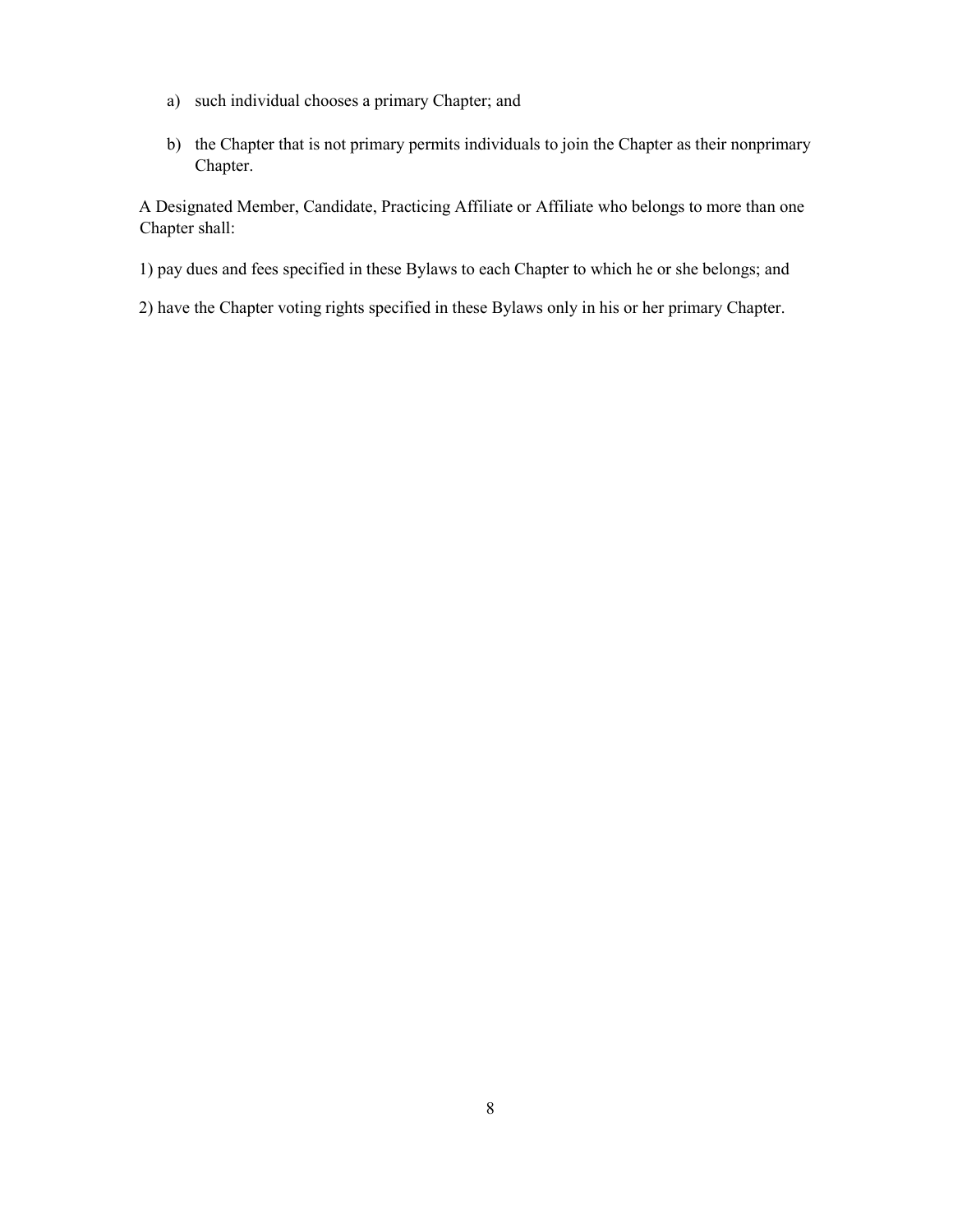a) such individual chooses a primary Chapter; and

b) the Chapter that is not primary permits individuals to join the Chapter as their nonprimary Chapter.

A Designated Member, Candidate, Practicing Affiliate or Affiliate who belongs to more than one Chapter shall:

1) pay dues and fees specified in these Bylaws to each Chapter to which he or she belongs; and

2) have the Chapter voting rights specified in these Bylaws only in his or her primary Chapter.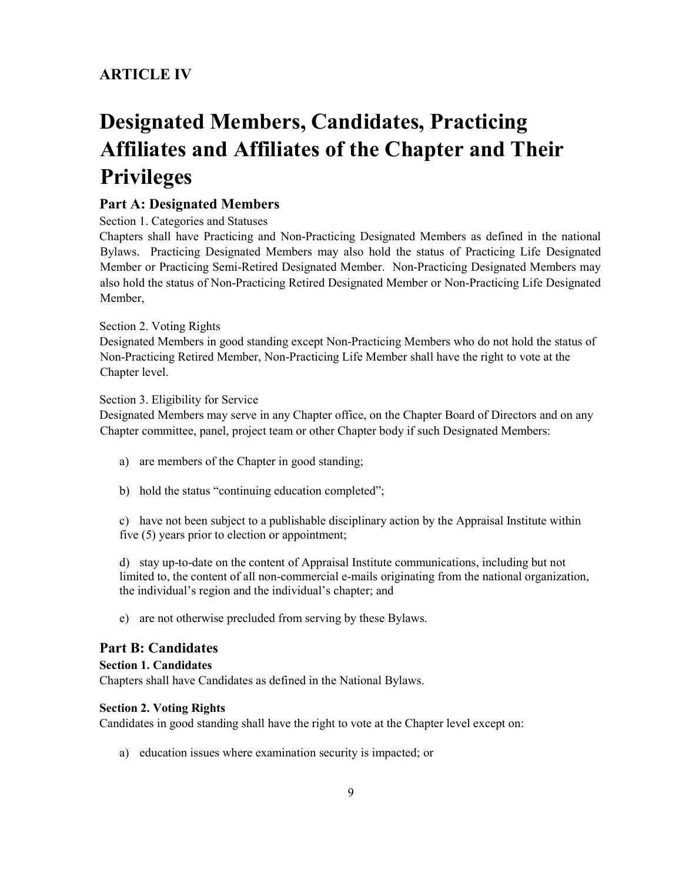## ARTICLE IV

# Designated Members, Candidates, Practicing Affiliates and Affiliates of the Chapter and Their Privileges

### Part A: Designated Members

Section 1. Categories and Statuses

Chapters shall have Practicing and Non-Practicing Designated Members as defined in the national Bylaws. Practicing Designated Members may also hold the status of Practicing Life Designated Member or Practicing Semi-Retired Designated Member. Non-Practicing Designated Members may also hold the status of Non-Practicing Retired Designated Member or Non-Practicing Life Designated Member,

Section 2. Voting Rights

Designated Members in good standing except Non-Practicing Members who do not hold the status of Non-Practicing Retired Member, Non-Practicing Life Member shall have the right to vote at the Chapter level.

Section 3. Eligibility for Service

Designated Members may serve in any Chapter office, on the Chapter Board of Directors and on any Chapter committee, panel, project team or other Chapter body if such Designated Members:

a) are members of the Chapter in good standing;

b) hold the status "continuing education completed";

c) have not been subject to a publishable disciplinary action by the Appraisal Institute within five (5) years prior to election or appointment;

d) stay up-to-date on the content of Appraisal Institute communications, including but not limited to, the content of all non-commercial e-mails originating from the national organization, the individual's region and the individual's chapter; and

e) are not otherwise precluded from serving by these Bylaws.

### Part B: Candidates

**Section 1. Candidates**

Chapters shall have Candidates as defined in the National Bylaws.

**Section 2. Voting Rights**

Candidates in good standing shall have the right to vote at the Chapter level except on:

a) education issues where examination security is impacted; or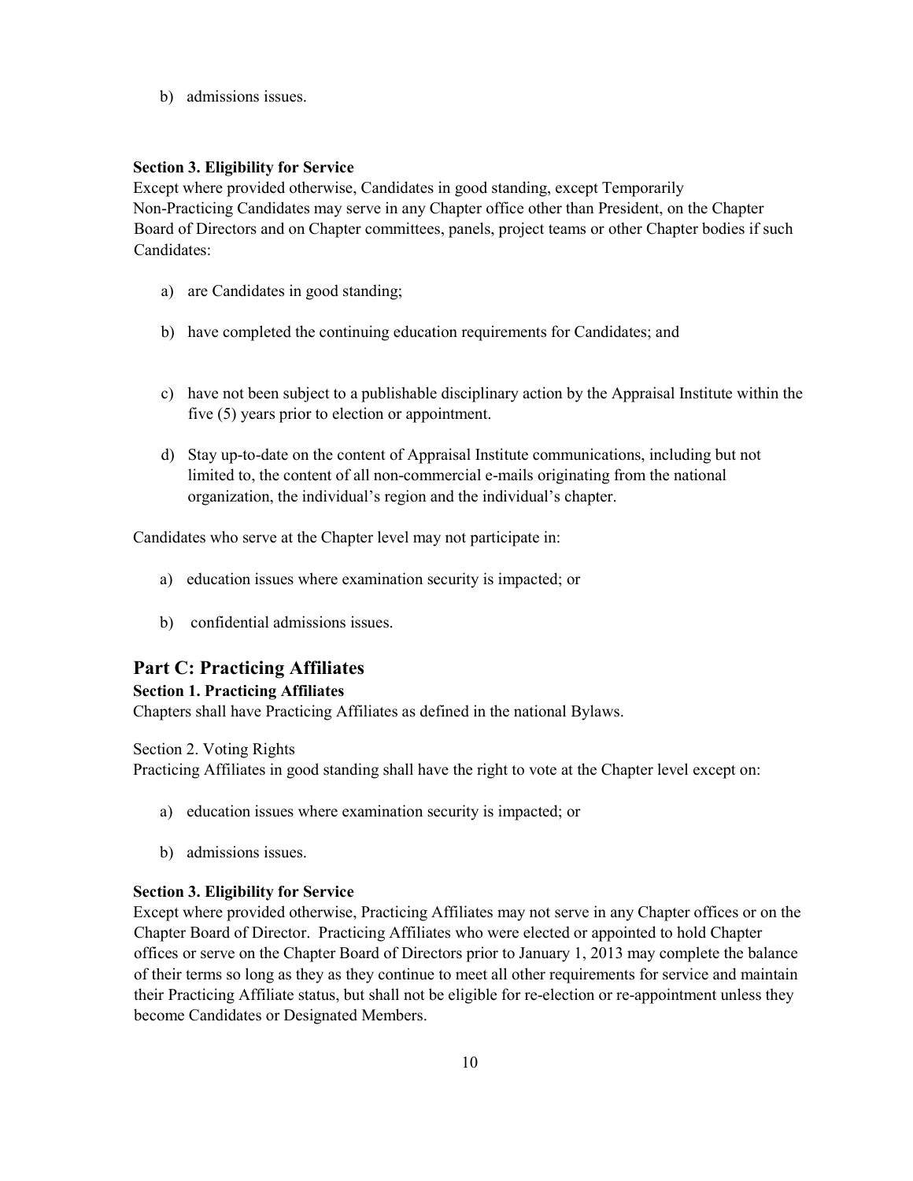b) admissions issues.

**Section 3. Eligibility for Service**

Except where provided otherwise, Candidates in good standing, except Temporarily Non-Practicing Candidates may serve in any Chapter office other than President, on the Chapter Board of Directors and on Chapter committees, panels, project teams or other Chapter bodies if such Candidates:

a) are Candidates in good standing;

b) have completed the continuing education requirements for Candidates; and

c) have not been subject to a publishable disciplinary action by the Appraisal Institute within the five (5) years prior to election or appointment.

d) Stay up-to-date on the content of Appraisal Institute communications, including but not limited to, the content of all non-commercial e-mails originating from the national organization, the individual's region and the individual's chapter.

Candidates who serve at the Chapter level may not participate in:

a) education issues where examination security is impacted; or

b) confidential admissions issues.

## Part C: Practicing Affiliates

**Section 1. Practicing Affiliates**

Chapters shall have Practicing Affiliates as defined in the national Bylaws.

Section 2. Voting Rights

Practicing Affiliates in good standing shall have the right to vote at the Chapter level except on:

a) education issues where examination security is impacted; or

b) admissions issues.

**Section 3. Eligibility for Service**

Except where provided otherwise, Practicing Affiliates may not serve in any Chapter offices or on the Chapter Board of Director. Practicing Affiliates who were elected or appointed to hold Chapter offices or serve on the Chapter Board of Directors prior to January 1, 2013 may complete the balance of their terms so long as they as they continue to meet all other requirements for service and maintain their Practicing Affiliate status, but shall not be eligible for re-election or re-appointment unless they become Candidates or Designated Members.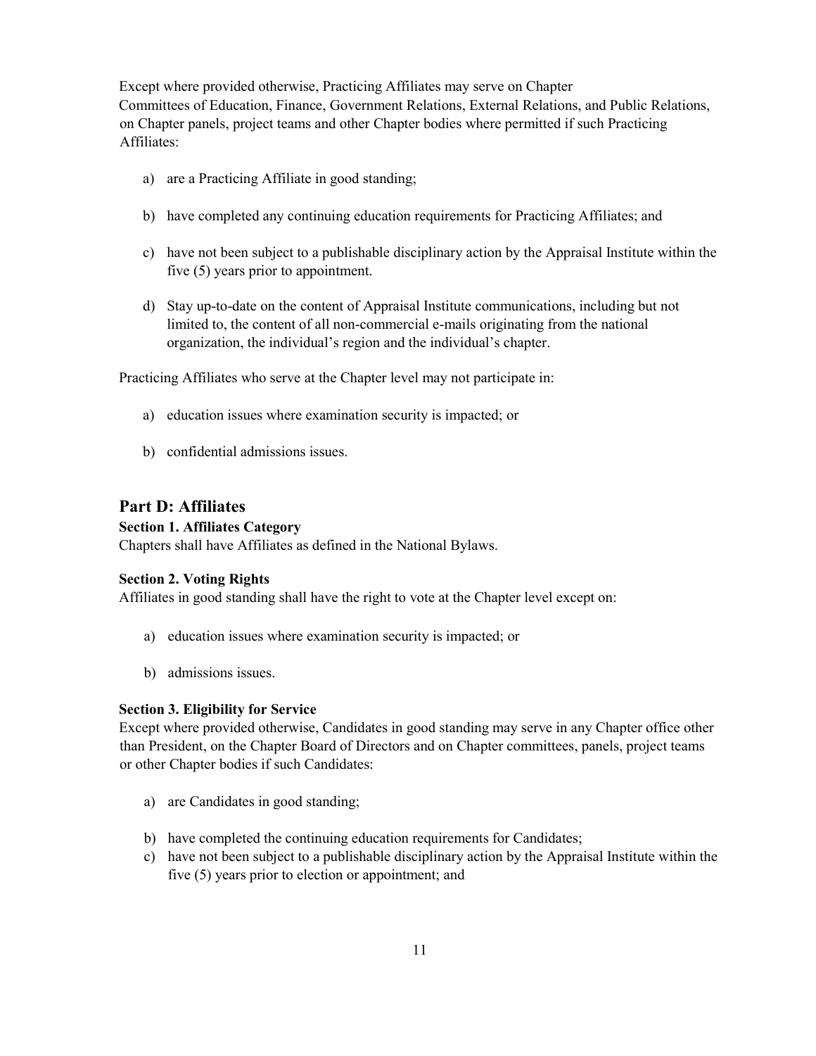Except where provided otherwise, Practicing Affiliates may serve on Chapter Committees of Education, Finance, Government Relations, External Relations, and Public Relations, on Chapter panels, project teams and other Chapter bodies where permitted if such Practicing Affiliates:

a) are a Practicing Affiliate in good standing;

b) have completed any continuing education requirements for Practicing Affiliates; and

c) have not been subject to a publishable disciplinary action by the Appraisal Institute within the five (5) years prior to appointment.

d) Stay up-to-date on the content of Appraisal Institute communications, including but not limited to, the content of all non-commercial e-mails originating from the national organization, the individual's region and the individual's chapter.

Practicing Affiliates who serve at the Chapter level may not participate in:

a) education issues where examination security is impacted; or

b) confidential admissions issues.

## Part D: Affiliates

**Section 1. Affiliates Category**

Chapters shall have Affiliates as defined in the National Bylaws.

**Section 2. Voting Rights**

Affiliates in good standing shall have the right to vote at the Chapter level except on:

a) education issues where examination security is impacted; or

b) admissions issues.

**Section 3. Eligibility for Service**

Except where provided otherwise, Candidates in good standing may serve in any Chapter office other than President, on the Chapter Board of Directors and on Chapter committees, panels, project teams or other Chapter bodies if such Candidates:

a) are Candidates in good standing;

b) have completed the continuing education requirements for Candidates;

c) have not been subject to a publishable disciplinary action by the Appraisal Institute within the five (5) years prior to election or appointment; and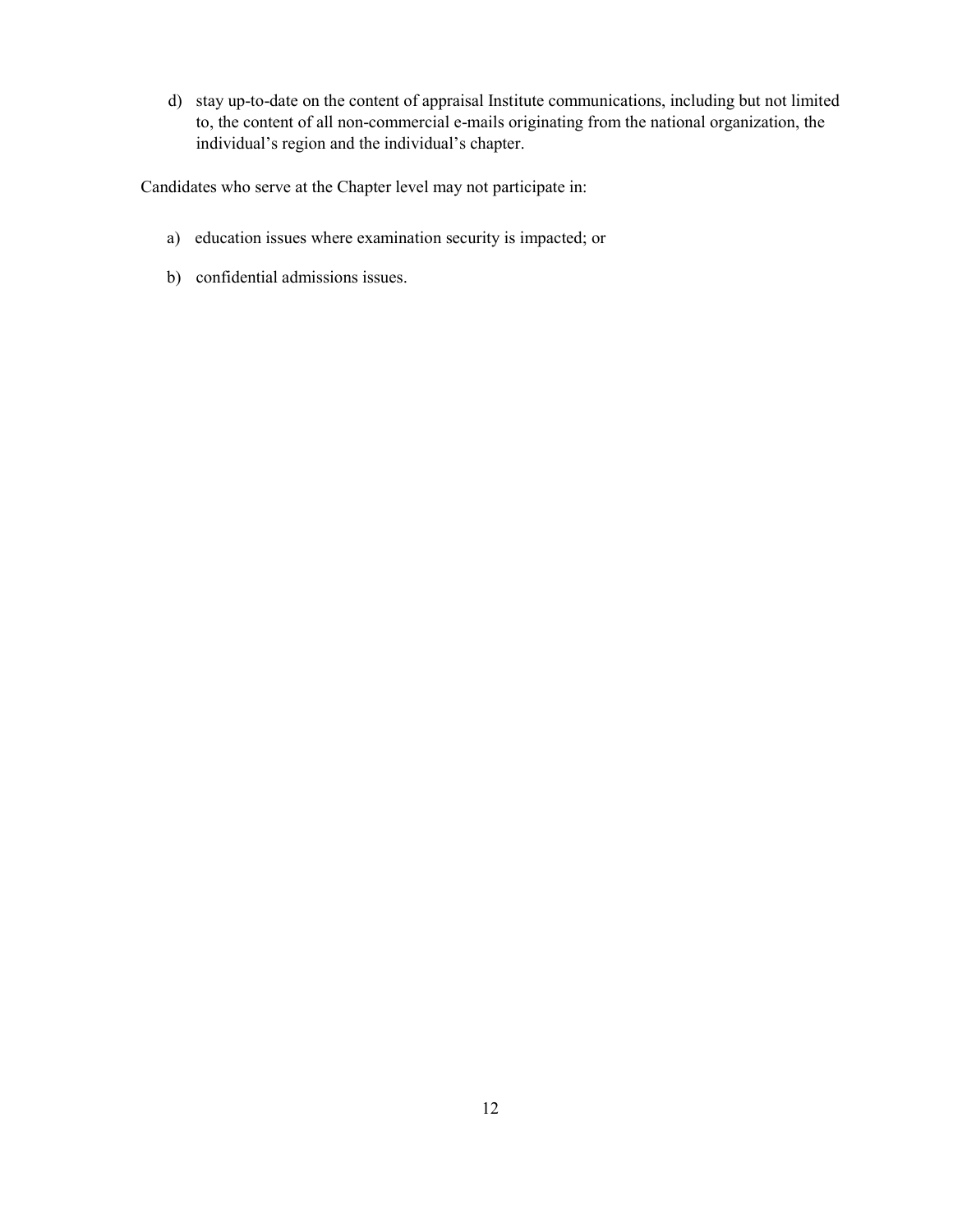d) stay up-to-date on the content of appraisal Institute communications, including but not limited to, the content of all non-commercial e-mails originating from the national organization, the individual's region and the individual's chapter.

Candidates who serve at the Chapter level may not participate in:

a) education issues where examination security is impacted; or

b) confidential admissions issues.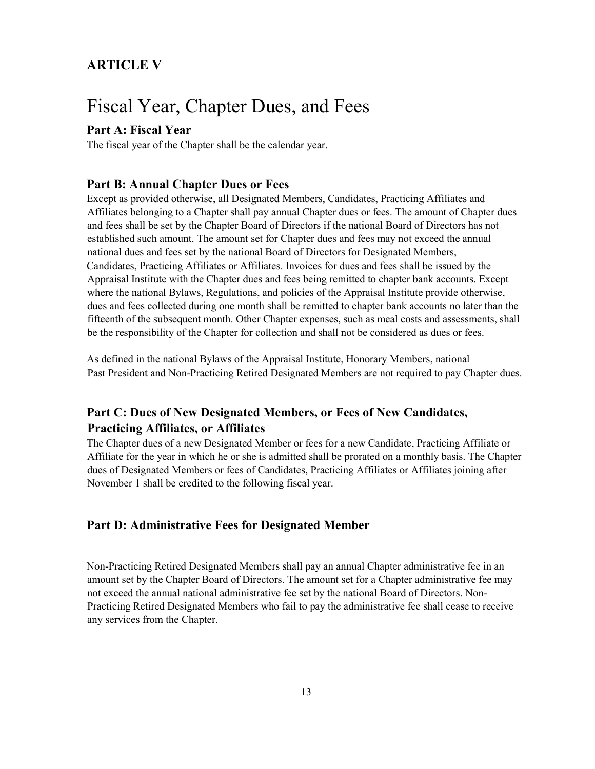## ARTICLE V

# Fiscal Year, Chapter Dues, and Fees

### Part A: Fiscal Year

The fiscal year of the Chapter shall be the calendar year.

### Part B: Annual Chapter Dues or Fees

Except as provided otherwise, all Designated Members, Candidates, Practicing Affiliates and Affiliates belonging to a Chapter shall pay annual Chapter dues or fees. The amount of Chapter dues and fees shall be set by the Chapter Board of Directors if the national Board of Directors has not established such amount. The amount set for Chapter dues and fees may not exceed the annual national dues and fees set by the national Board of Directors for Designated Members, Candidates, Practicing Affiliates or Affiliates. Invoices for dues and fees shall be issued by the Appraisal Institute with the Chapter dues and fees being remitted to chapter bank accounts. Except where the national Bylaws, Regulations, and policies of the Appraisal Institute provide otherwise, dues and fees collected during one month shall be remitted to chapter bank accounts no later than the fifteenth of the subsequent month. Other Chapter expenses, such as meal costs and assessments, shall be the responsibility of the Chapter for collection and shall not be considered as dues or fees.

As defined in the national Bylaws of the Appraisal Institute, Honorary Members, national Past President and Non-Practicing Retired Designated Members are not required to pay Chapter dues.

### Part C: Dues of New Designated Members, or Fees of New Candidates, Practicing Affiliates, or Affiliates

The Chapter dues of a new Designated Member or fees for a new Candidate, Practicing Affiliate or Affiliate for the year in which he or she is admitted shall be prorated on a monthly basis. The Chapter dues of Designated Members or fees of Candidates, Practicing Affiliates or Affiliates joining after November 1 shall be credited to the following fiscal year.

### Part D: Administrative Fees for Designated Member

Non-Practicing Retired Designated Members shall pay an annual Chapter administrative fee in an amount set by the Chapter Board of Directors. The amount set for a Chapter administrative fee may not exceed the annual national administrative fee set by the national Board of Directors. Non-Practicing Retired Designated Members who fail to pay the administrative fee shall cease to receive any services from the Chapter.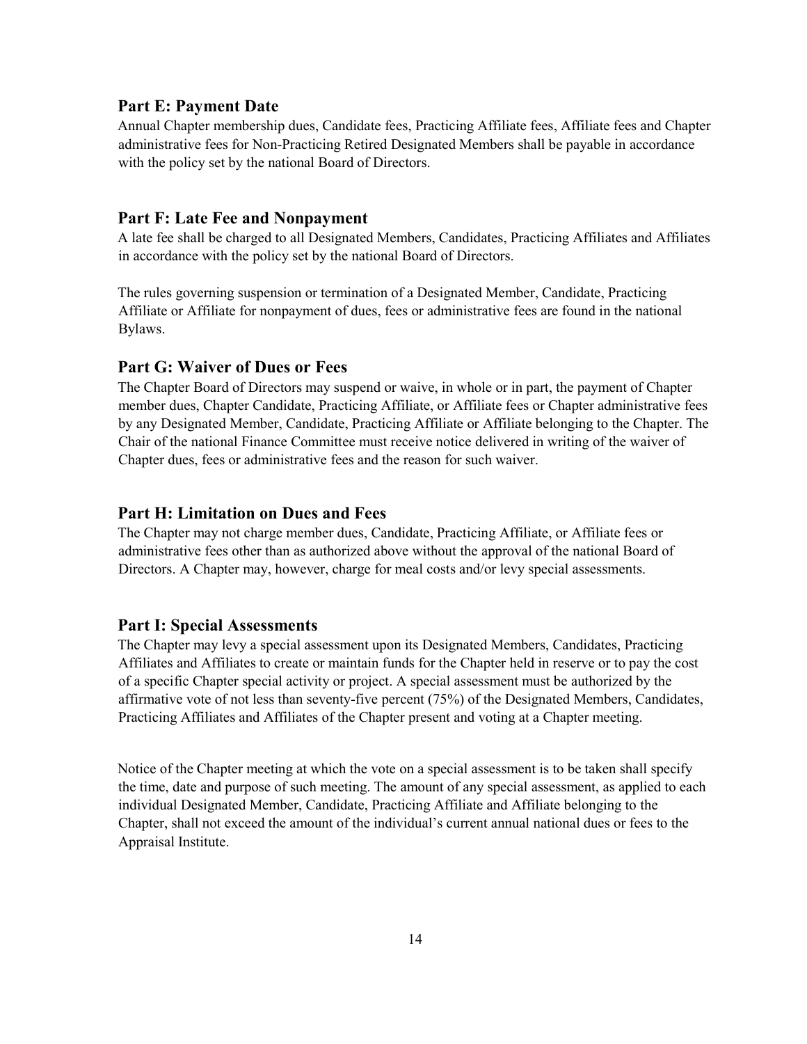## Part E: Payment Date

Annual Chapter membership dues, Candidate fees, Practicing Affiliate fees, Affiliate fees and Chapter administrative fees for Non-Practicing Retired Designated Members shall be payable in accordance with the policy set by the national Board of Directors.

## Part F: Late Fee and Nonpayment

A late fee shall be charged to all Designated Members, Candidates, Practicing Affiliates and Affiliates in accordance with the policy set by the national Board of Directors.

The rules governing suspension or termination of a Designated Member, Candidate, Practicing Affiliate or Affiliate for nonpayment of dues, fees or administrative fees are found in the national Bylaws.

## Part G: Waiver of Dues or Fees

The Chapter Board of Directors may suspend or waive, in whole or in part, the payment of Chapter member dues, Chapter Candidate, Practicing Affiliate, or Affiliate fees or Chapter administrative fees by any Designated Member, Candidate, Practicing Affiliate or Affiliate belonging to the Chapter. The Chair of the national Finance Committee must receive notice delivered in writing of the waiver of Chapter dues, fees or administrative fees and the reason for such waiver.

## Part H: Limitation on Dues and Fees

The Chapter may not charge member dues, Candidate, Practicing Affiliate, or Affiliate fees or administrative fees other than as authorized above without the approval of the national Board of Directors. A Chapter may, however, charge for meal costs and/or levy special assessments.

## Part I: Special Assessments

The Chapter may levy a special assessment upon its Designated Members, Candidates, Practicing Affiliates and Affiliates to create or maintain funds for the Chapter held in reserve or to pay the cost of a specific Chapter special activity or project. A special assessment must be authorized by the affirmative vote of not less than seventy-five percent (75%) of the Designated Members, Candidates, Practicing Affiliates and Affiliates of the Chapter present and voting at a Chapter meeting.

Notice of the Chapter meeting at which the vote on a special assessment is to be taken shall specify the time, date and purpose of such meeting. The amount of any special assessment, as applied to each individual Designated Member, Candidate, Practicing Affiliate and Affiliate belonging to the Chapter, shall not exceed the amount of the individual's current annual national dues or fees to the Appraisal Institute.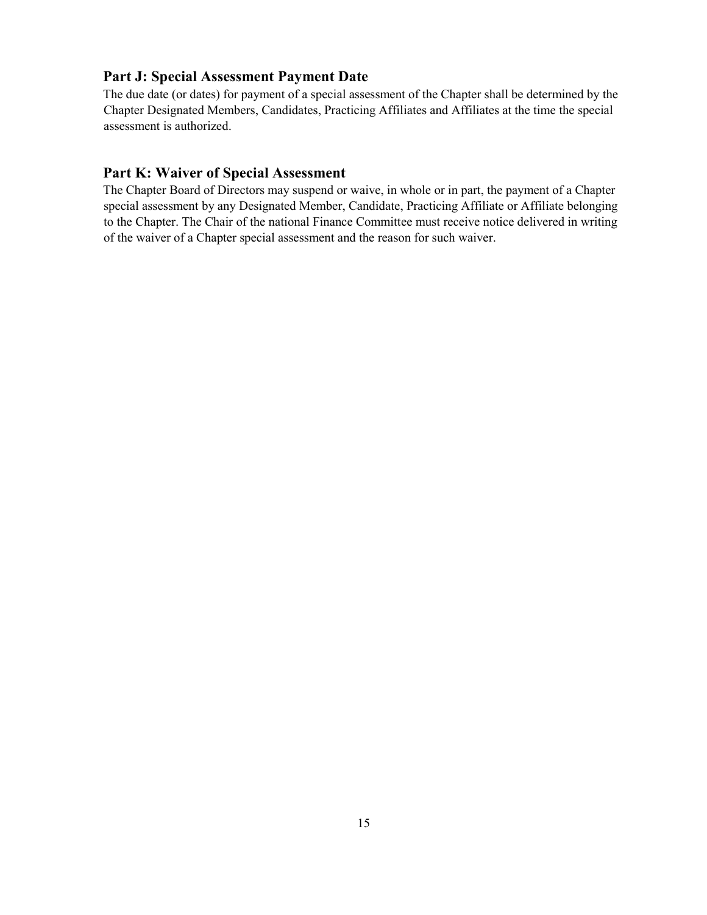## Part J: Special Assessment Payment Date

The due date (or dates) for payment of a special assessment of the Chapter shall be determined by the Chapter Designated Members, Candidates, Practicing Affiliates and Affiliates at the time the special assessment is authorized.

## Part K: Waiver of Special Assessment

The Chapter Board of Directors may suspend or waive, in whole or in part, the payment of a Chapter special assessment by any Designated Member, Candidate, Practicing Affiliate or Affiliate belonging to the Chapter. The Chair of the national Finance Committee must receive notice delivered in writing of the waiver of a Chapter special assessment and the reason for such waiver.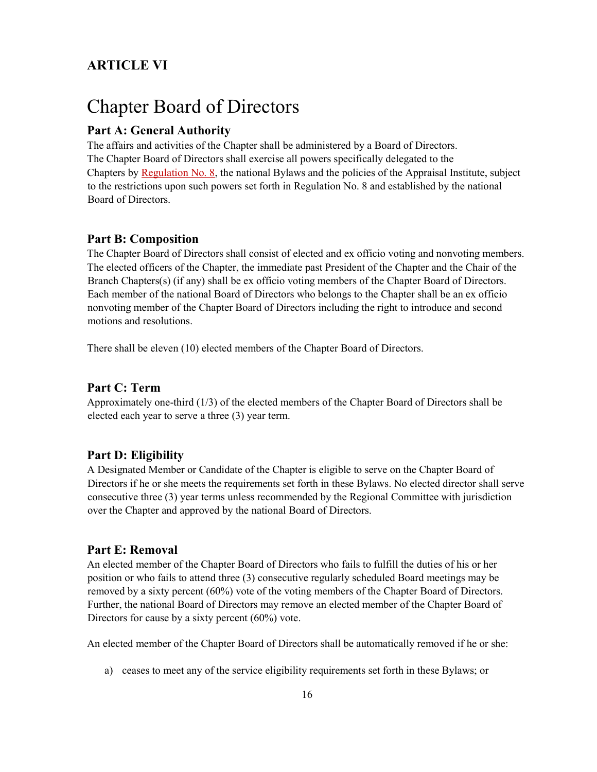## ARTICLE VI

# Chapter Board of Directors

### Part A: General Authority

The affairs and activities of the Chapter shall be administered by a Board of Directors. The Chapter Board of Directors shall exercise all powers specifically delegated to the Chapters by Regulation No. 8, the national Bylaws and the policies of the Appraisal Institute, subject to the restrictions upon such powers set forth in Regulation No. 8 and established by the national Board of Directors.

### Part B: Composition

The Chapter Board of Directors shall consist of elected and ex officio voting and nonvoting members. The elected officers of the Chapter, the immediate past President of the Chapter and the Chair of the Branch Chapters(s) (if any) shall be ex officio voting members of the Chapter Board of Directors. Each member of the national Board of Directors who belongs to the Chapter shall be an ex officio nonvoting member of the Chapter Board of Directors including the right to introduce and second motions and resolutions.

There shall be eleven (10) elected members of the Chapter Board of Directors.

### Part C: Term

Approximately one-third (1/3) of the elected members of the Chapter Board of Directors shall be elected each year to serve a three (3) year term.

### Part D: Eligibility

A Designated Member or Candidate of the Chapter is eligible to serve on the Chapter Board of Directors if he or she meets the requirements set forth in these Bylaws. No elected director shall serve consecutive three (3) year terms unless recommended by the Regional Committee with jurisdiction over the Chapter and approved by the national Board of Directors.

### Part E: Removal

An elected member of the Chapter Board of Directors who fails to fulfill the duties of his or her position or who fails to attend three (3) consecutive regularly scheduled Board meetings may be removed by a sixty percent (60%) vote of the voting members of the Chapter Board of Directors. Further, the national Board of Directors may remove an elected member of the Chapter Board of Directors for cause by a sixty percent (60%) vote.

An elected member of the Chapter Board of Directors shall be automatically removed if he or she:

a) ceases to meet any of the service eligibility requirements set forth in these Bylaws; or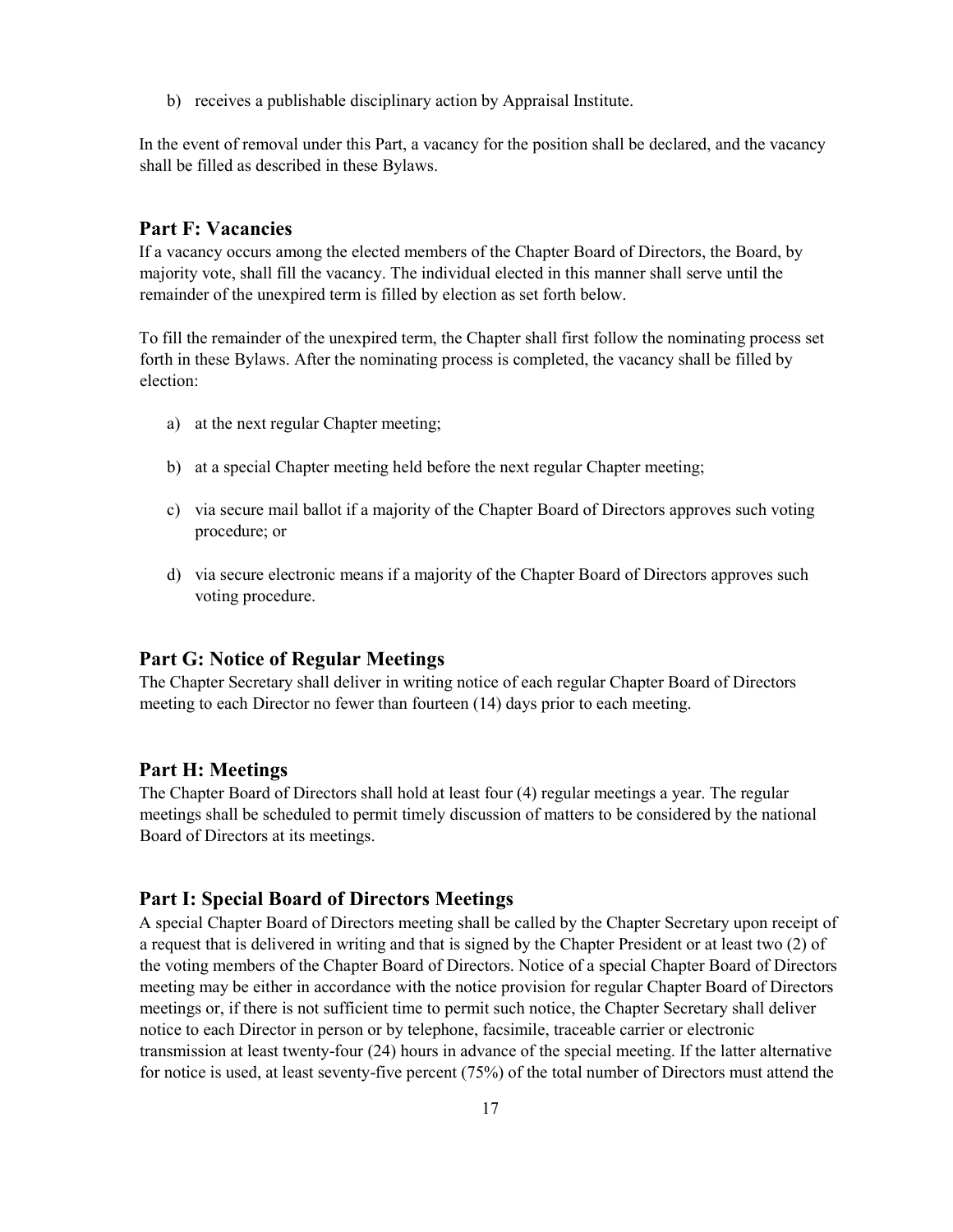b) receives a publishable disciplinary action by Appraisal Institute.

In the event of removal under this Part, a vacancy for the position shall be declared, and the vacancy shall be filled as described in these Bylaws.

## Part F: Vacancies

If a vacancy occurs among the elected members of the Chapter Board of Directors, the Board, by majority vote, shall fill the vacancy. The individual elected in this manner shall serve until the remainder of the unexpired term is filled by election as set forth below.

To fill the remainder of the unexpired term, the Chapter shall first follow the nominating process set forth in these Bylaws. After the nominating process is completed, the vacancy shall be filled by election:

a) at the next regular Chapter meeting;

b) at a special Chapter meeting held before the next regular Chapter meeting;

c) via secure mail ballot if a majority of the Chapter Board of Directors approves such voting procedure; or

d) via secure electronic means if a majority of the Chapter Board of Directors approves such voting procedure.

## Part G: Notice of Regular Meetings

The Chapter Secretary shall deliver in writing notice of each regular Chapter Board of Directors meeting to each Director no fewer than fourteen (14) days prior to each meeting.

## Part H: Meetings

The Chapter Board of Directors shall hold at least four (4) regular meetings a year. The regular meetings shall be scheduled to permit timely discussion of matters to be considered by the national Board of Directors at its meetings.

## Part I: Special Board of Directors Meetings

A special Chapter Board of Directors meeting shall be called by the Chapter Secretary upon receipt of a request that is delivered in writing and that is signed by the Chapter President or at least two (2) of the voting members of the Chapter Board of Directors. Notice of a special Chapter Board of Directors meeting may be either in accordance with the notice provision for regular Chapter Board of Directors meetings or, if there is not sufficient time to permit such notice, the Chapter Secretary shall deliver notice to each Director in person or by telephone, facsimile, traceable carrier or electronic transmission at least twenty-four (24) hours in advance of the special meeting. If the latter alternative for notice is used, at least seventy-five percent (75%) of the total number of Directors must attend the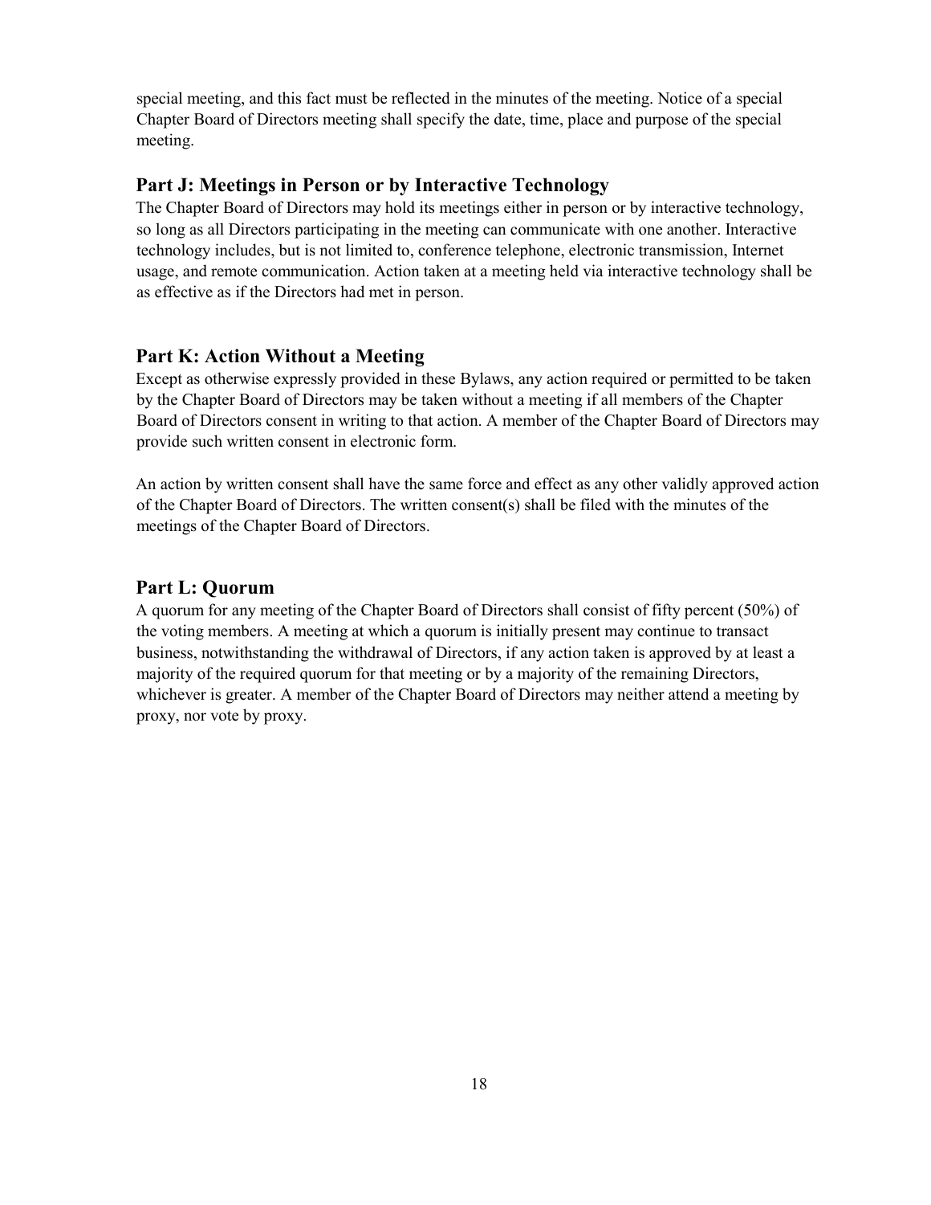special meeting, and this fact must be reflected in the minutes of the meeting. Notice of a special Chapter Board of Directors meeting shall specify the date, time, place and purpose of the special meeting.

## Part J: Meetings in Person or by Interactive Technology

The Chapter Board of Directors may hold its meetings either in person or by interactive technology, so long as all Directors participating in the meeting can communicate with one another. Interactive technology includes, but is not limited to, conference telephone, electronic transmission, Internet usage, and remote communication. Action taken at a meeting held via interactive technology shall be as effective as if the Directors had met in person.

## Part K: Action Without a Meeting

Except as otherwise expressly provided in these Bylaws, any action required or permitted to be taken by the Chapter Board of Directors may be taken without a meeting if all members of the Chapter Board of Directors consent in writing to that action. A member of the Chapter Board of Directors may provide such written consent in electronic form.

An action by written consent shall have the same force and effect as any other validly approved action of the Chapter Board of Directors. The written consent(s) shall be filed with the minutes of the meetings of the Chapter Board of Directors.

## Part L: Quorum

A quorum for any meeting of the Chapter Board of Directors shall consist of fifty percent (50%) of the voting members. A meeting at which a quorum is initially present may continue to transact business, notwithstanding the withdrawal of Directors, if any action taken is approved by at least a majority of the required quorum for that meeting or by a majority of the remaining Directors, whichever is greater. A member of the Chapter Board of Directors may neither attend a meeting by proxy, nor vote by proxy.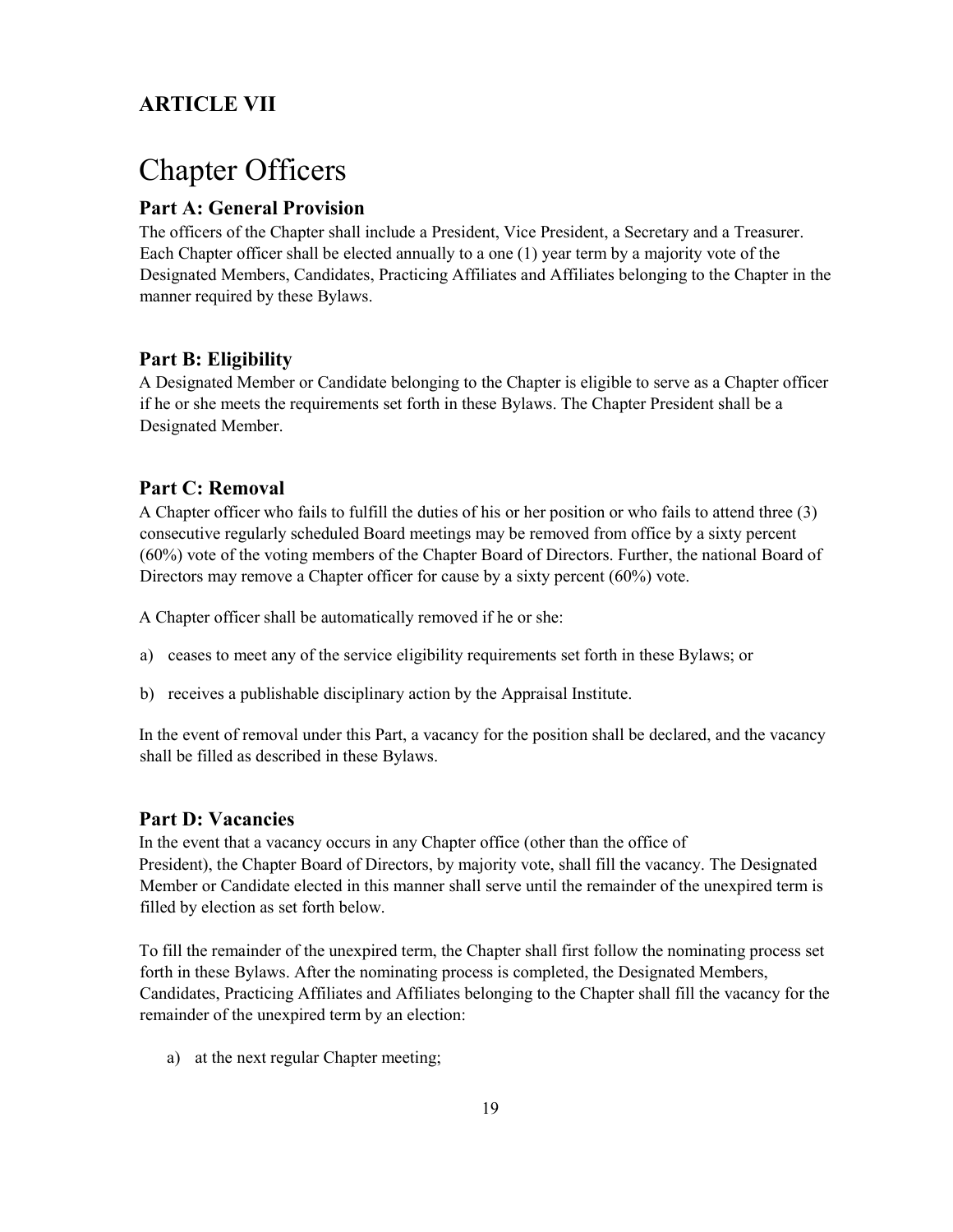## ARTICLE VII

# Chapter Officers

### Part A: General Provision

The officers of the Chapter shall include a President, Vice President, a Secretary and a Treasurer. Each Chapter officer shall be elected annually to a one (1) year term by a majority vote of the Designated Members, Candidates, Practicing Affiliates and Affiliates belonging to the Chapter in the manner required by these Bylaws.

### Part B: Eligibility

A Designated Member or Candidate belonging to the Chapter is eligible to serve as a Chapter officer if he or she meets the requirements set forth in these Bylaws. The Chapter President shall be a Designated Member.

### Part C: Removal

A Chapter officer who fails to fulfill the duties of his or her position or who fails to attend three (3) consecutive regularly scheduled Board meetings may be removed from office by a sixty percent (60%) vote of the voting members of the Chapter Board of Directors. Further, the national Board of Directors may remove a Chapter officer for cause by a sixty percent (60%) vote.

A Chapter officer shall be automatically removed if he or she:

a) ceases to meet any of the service eligibility requirements set forth in these Bylaws; or

b) receives a publishable disciplinary action by the Appraisal Institute.

In the event of removal under this Part, a vacancy for the position shall be declared, and the vacancy shall be filled as described in these Bylaws.

### Part D: Vacancies

In the event that a vacancy occurs in any Chapter office (other than the office of President), the Chapter Board of Directors, by majority vote, shall fill the vacancy. The Designated Member or Candidate elected in this manner shall serve until the remainder of the unexpired term is filled by election as set forth below.

To fill the remainder of the unexpired term, the Chapter shall first follow the nominating process set forth in these Bylaws. After the nominating process is completed, the Designated Members, Candidates, Practicing Affiliates and Affiliates belonging to the Chapter shall fill the vacancy for the remainder of the unexpired term by an election:

a) at the next regular Chapter meeting;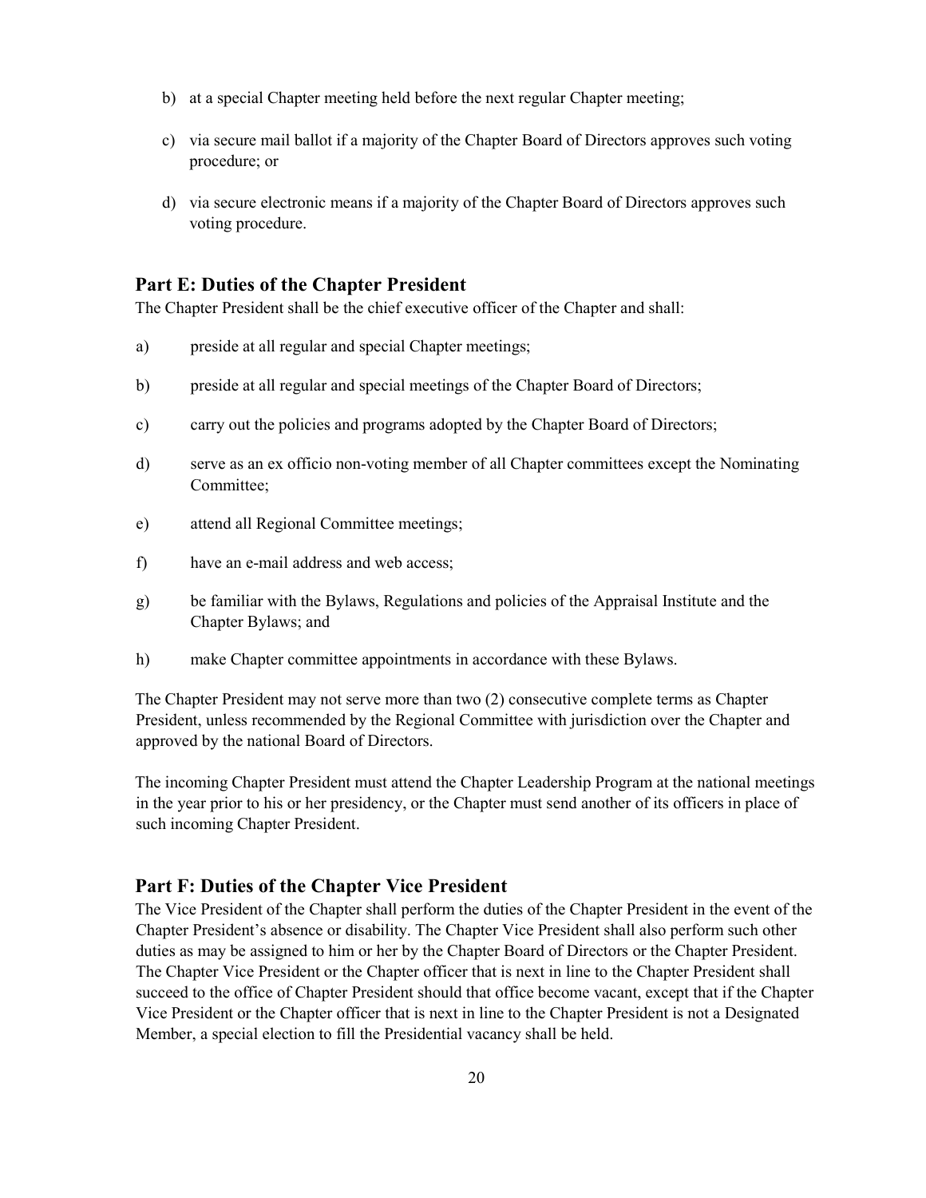b) at a special Chapter meeting held before the next regular Chapter meeting;

c) via secure mail ballot if a majority of the Chapter Board of Directors approves such voting procedure; or

d) via secure electronic means if a majority of the Chapter Board of Directors approves such voting procedure.

## Part E: Duties of the Chapter President

The Chapter President shall be the chief executive officer of the Chapter and shall:

a) preside at all regular and special Chapter meetings;

b) preside at all regular and special meetings of the Chapter Board of Directors;

c) carry out the policies and programs adopted by the Chapter Board of Directors;

d) serve as an ex officio non-voting member of all Chapter committees except the Nominating Committee;

e) attend all Regional Committee meetings;

f) have an e-mail address and web access;

g) be familiar with the Bylaws, Regulations and policies of the Appraisal Institute and the Chapter Bylaws; and

h) make Chapter committee appointments in accordance with these Bylaws.

The Chapter President may not serve more than two (2) consecutive complete terms as Chapter President, unless recommended by the Regional Committee with jurisdiction over the Chapter and approved by the national Board of Directors.

The incoming Chapter President must attend the Chapter Leadership Program at the national meetings in the year prior to his or her presidency, or the Chapter must send another of its officers in place of such incoming Chapter President.

## Part F: Duties of the Chapter Vice President

The Vice President of the Chapter shall perform the duties of the Chapter President in the event of the Chapter President's absence or disability. The Chapter Vice President shall also perform such other duties as may be assigned to him or her by the Chapter Board of Directors or the Chapter President. The Chapter Vice President or the Chapter officer that is next in line to the Chapter President shall succeed to the office of Chapter President should that office become vacant, except that if the Chapter Vice President or the Chapter officer that is next in line to the Chapter President is not a Designated Member, a special election to fill the Presidential vacancy shall be held.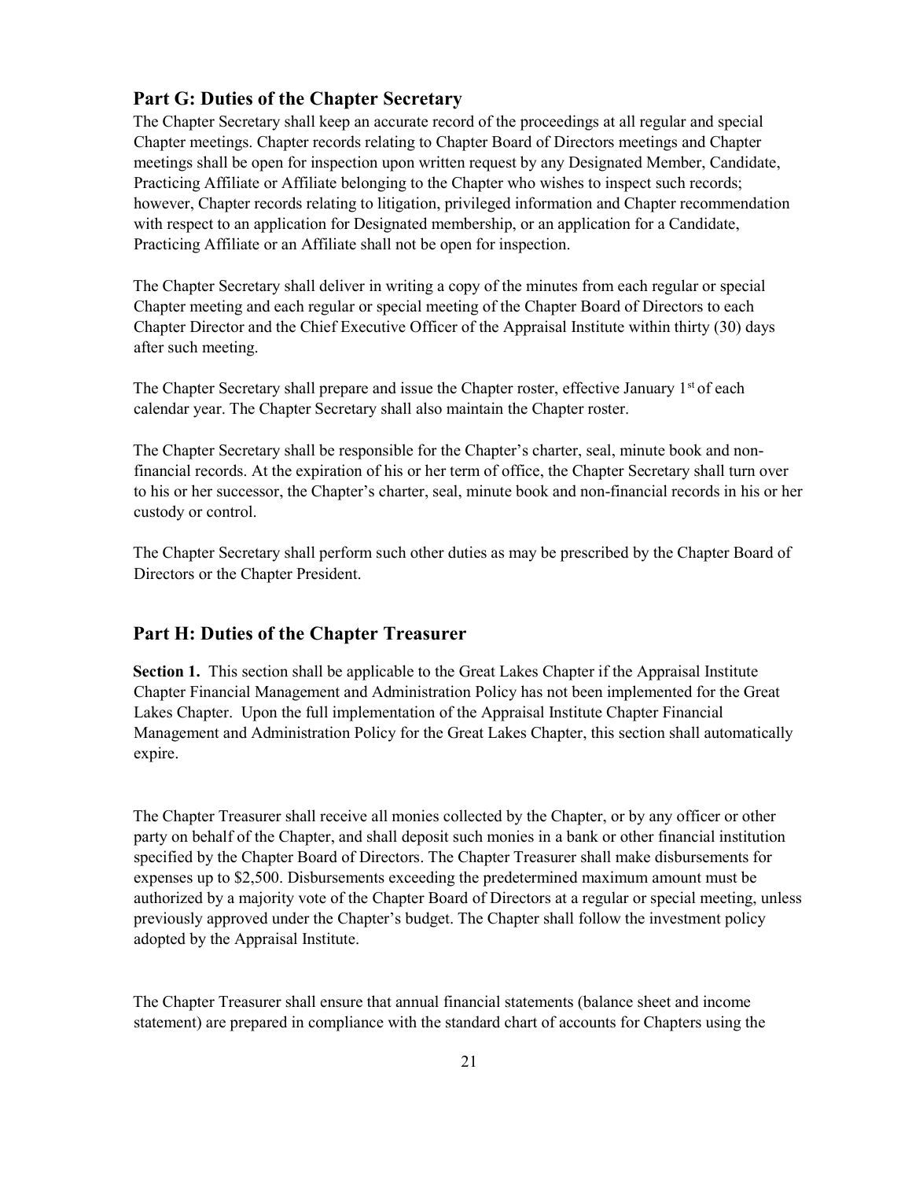## Part G: Duties of the Chapter Secretary

The Chapter Secretary shall keep an accurate record of the proceedings at all regular and special Chapter meetings. Chapter records relating to Chapter Board of Directors meetings and Chapter meetings shall be open for inspection upon written request by any Designated Member, Candidate, Practicing Affiliate or Affiliate belonging to the Chapter who wishes to inspect such records; however, Chapter records relating to litigation, privileged information and Chapter recommendation with respect to an application for Designated membership, or an application for a Candidate, Practicing Affiliate or an Affiliate shall not be open for inspection.

The Chapter Secretary shall deliver in writing a copy of the minutes from each regular or special Chapter meeting and each regular or special meeting of the Chapter Board of Directors to each Chapter Director and the Chief Executive Officer of the Appraisal Institute within thirty (30) days after such meeting.

The Chapter Secretary shall prepare and issue the Chapter roster, effective January 1st of each calendar year. The Chapter Secretary shall also maintain the Chapter roster.

The Chapter Secretary shall be responsible for the Chapter's charter, seal, minute book and non-financial records. At the expiration of his or her term of office, the Chapter Secretary shall turn over to his or her successor, the Chapter's charter, seal, minute book and non-financial records in his or her custody or control.

The Chapter Secretary shall perform such other duties as may be prescribed by the Chapter Board of Directors or the Chapter President.

## Part H: Duties of the Chapter Treasurer

**Section 1.** This section shall be applicable to the Great Lakes Chapter if the Appraisal Institute Chapter Financial Management and Administration Policy has not been implemented for the Great Lakes Chapter. Upon the full implementation of the Appraisal Institute Chapter Financial Management and Administration Policy for the Great Lakes Chapter, this section shall automatically expire.

The Chapter Treasurer shall receive all monies collected by the Chapter, or by any officer or other party on behalf of the Chapter, and shall deposit such monies in a bank or other financial institution specified by the Chapter Board of Directors. The Chapter Treasurer shall make disbursements for expenses up to $2,500. Disbursements exceeding the predetermined maximum amount must be authorized by a majority vote of the Chapter Board of Directors at a regular or special meeting, unless previously approved under the Chapter's budget. The Chapter shall follow the investment policy adopted by the Appraisal Institute.

The Chapter Treasurer shall ensure that annual financial statements (balance sheet and income statement) are prepared in compliance with the standard chart of accounts for Chapters using the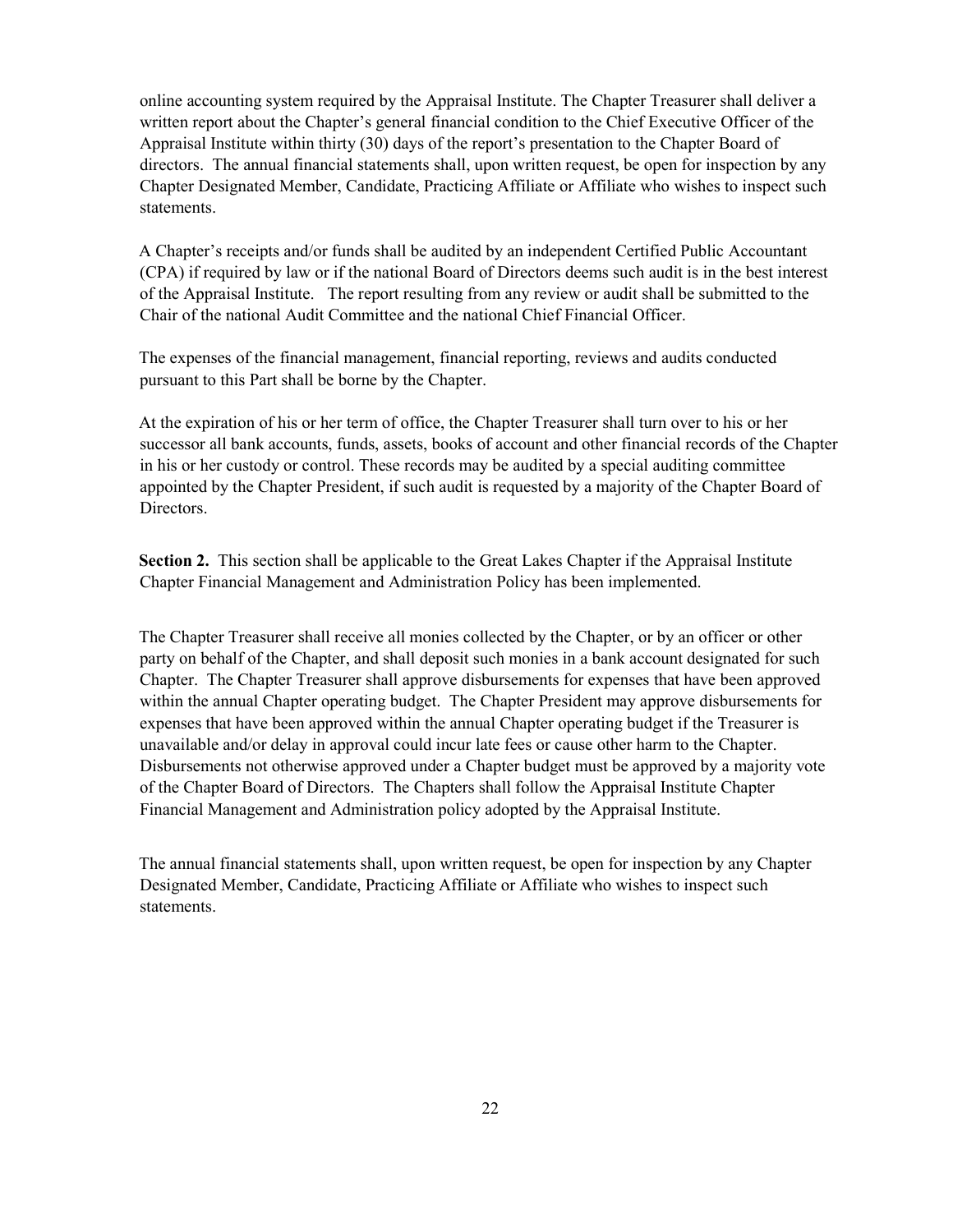online accounting system required by the Appraisal Institute. The Chapter Treasurer shall deliver a written report about the Chapter's general financial condition to the Chief Executive Officer of the Appraisal Institute within thirty (30) days of the report's presentation to the Chapter Board of directors. The annual financial statements shall, upon written request, be open for inspection by any Chapter Designated Member, Candidate, Practicing Affiliate or Affiliate who wishes to inspect such statements.

A Chapter's receipts and/or funds shall be audited by an independent Certified Public Accountant (CPA) if required by law or if the national Board of Directors deems such audit is in the best interest of the Appraisal Institute. The report resulting from any review or audit shall be submitted to the Chair of the national Audit Committee and the national Chief Financial Officer.

The expenses of the financial management, financial reporting, reviews and audits conducted pursuant to this Part shall be borne by the Chapter.

At the expiration of his or her term of office, the Chapter Treasurer shall turn over to his or her successor all bank accounts, funds, assets, books of account and other financial records of the Chapter in his or her custody or control. These records may be audited by a special auditing committee appointed by the Chapter President, if such audit is requested by a majority of the Chapter Board of Directors.

**Section 2.** This section shall be applicable to the Great Lakes Chapter if the Appraisal Institute Chapter Financial Management and Administration Policy has been implemented.

The Chapter Treasurer shall receive all monies collected by the Chapter, or by an officer or other party on behalf of the Chapter, and shall deposit such monies in a bank account designated for such Chapter. The Chapter Treasurer shall approve disbursements for expenses that have been approved within the annual Chapter operating budget. The Chapter President may approve disbursements for expenses that have been approved within the annual Chapter operating budget if the Treasurer is unavailable and/or delay in approval could incur late fees or cause other harm to the Chapter. Disbursements not otherwise approved under a Chapter budget must be approved by a majority vote of the Chapter Board of Directors. The Chapters shall follow the Appraisal Institute Chapter Financial Management and Administration policy adopted by the Appraisal Institute.

The annual financial statements shall, upon written request, be open for inspection by any Chapter Designated Member, Candidate, Practicing Affiliate or Affiliate who wishes to inspect such statements.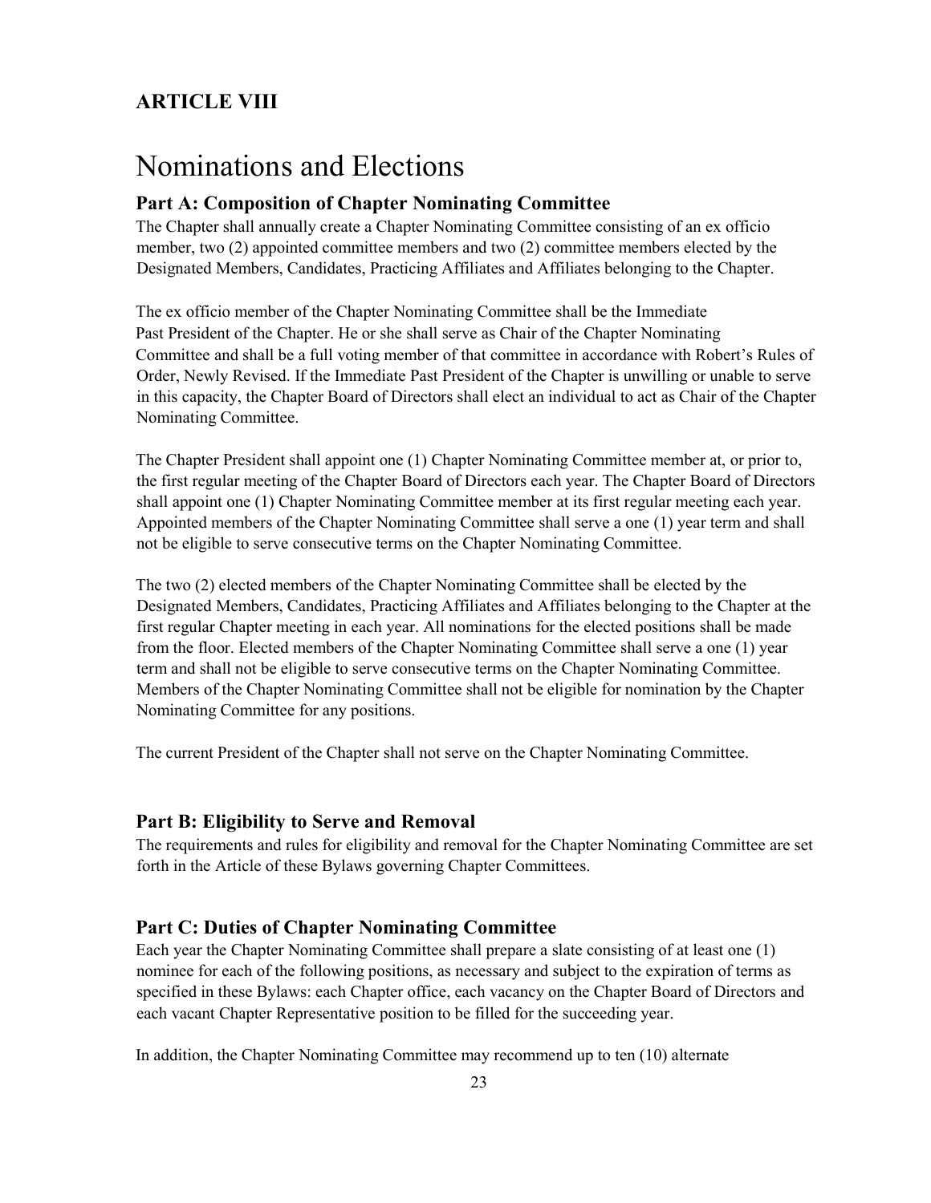## ARTICLE VIII

# Nominations and Elections

### Part A: Composition of Chapter Nominating Committee

The Chapter shall annually create a Chapter Nominating Committee consisting of an ex officio member, two (2) appointed committee members and two (2) committee members elected by the Designated Members, Candidates, Practicing Affiliates and Affiliates belonging to the Chapter.

The ex officio member of the Chapter Nominating Committee shall be the Immediate Past President of the Chapter. He or she shall serve as Chair of the Chapter Nominating Committee and shall be a full voting member of that committee in accordance with Robert's Rules of Order, Newly Revised. If the Immediate Past President of the Chapter is unwilling or unable to serve in this capacity, the Chapter Board of Directors shall elect an individual to act as Chair of the Chapter Nominating Committee.

The Chapter President shall appoint one (1) Chapter Nominating Committee member at, or prior to, the first regular meeting of the Chapter Board of Directors each year. The Chapter Board of Directors shall appoint one (1) Chapter Nominating Committee member at its first regular meeting each year. Appointed members of the Chapter Nominating Committee shall serve a one (1) year term and shall not be eligible to serve consecutive terms on the Chapter Nominating Committee.

The two (2) elected members of the Chapter Nominating Committee shall be elected by the Designated Members, Candidates, Practicing Affiliates and Affiliates belonging to the Chapter at the first regular Chapter meeting in each year. All nominations for the elected positions shall be made from the floor. Elected members of the Chapter Nominating Committee shall serve a one (1) year term and shall not be eligible to serve consecutive terms on the Chapter Nominating Committee. Members of the Chapter Nominating Committee shall not be eligible for nomination by the Chapter Nominating Committee for any positions.

The current President of the Chapter shall not serve on the Chapter Nominating Committee.

### Part B: Eligibility to Serve and Removal

The requirements and rules for eligibility and removal for the Chapter Nominating Committee are set forth in the Article of these Bylaws governing Chapter Committees.

### Part C: Duties of Chapter Nominating Committee

Each year the Chapter Nominating Committee shall prepare a slate consisting of at least one (1) nominee for each of the following positions, as necessary and subject to the expiration of terms as specified in these Bylaws: each Chapter office, each vacancy on the Chapter Board of Directors and each vacant Chapter Representative position to be filled for the succeeding year.

In addition, the Chapter Nominating Committee may recommend up to ten (10) alternate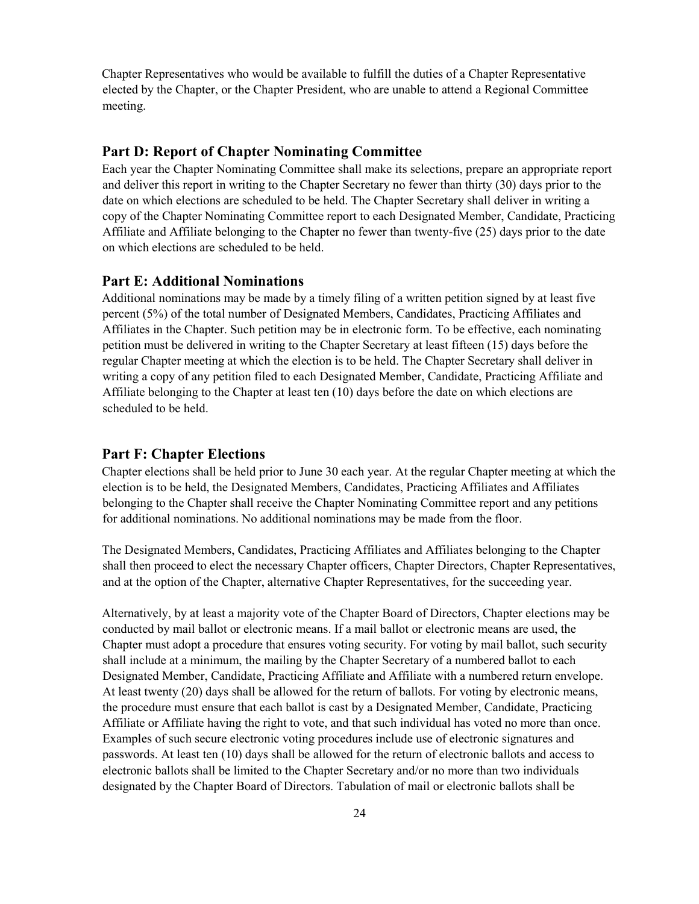Chapter Representatives who would be available to fulfill the duties of a Chapter Representative elected by the Chapter, or the Chapter President, who are unable to attend a Regional Committee meeting.

## Part D: Report of Chapter Nominating Committee

Each year the Chapter Nominating Committee shall make its selections, prepare an appropriate report and deliver this report in writing to the Chapter Secretary no fewer than thirty (30) days prior to the date on which elections are scheduled to be held. The Chapter Secretary shall deliver in writing a copy of the Chapter Nominating Committee report to each Designated Member, Candidate, Practicing Affiliate and Affiliate belonging to the Chapter no fewer than twenty-five (25) days prior to the date on which elections are scheduled to be held.

## Part E: Additional Nominations

Additional nominations may be made by a timely filing of a written petition signed by at least five percent (5%) of the total number of Designated Members, Candidates, Practicing Affiliates and Affiliates in the Chapter. Such petition may be in electronic form. To be effective, each nominating petition must be delivered in writing to the Chapter Secretary at least fifteen (15) days before the regular Chapter meeting at which the election is to be held. The Chapter Secretary shall deliver in writing a copy of any petition filed to each Designated Member, Candidate, Practicing Affiliate and Affiliate belonging to the Chapter at least ten (10) days before the date on which elections are scheduled to be held.

## Part F: Chapter Elections

Chapter elections shall be held prior to June 30 each year. At the regular Chapter meeting at which the election is to be held, the Designated Members, Candidates, Practicing Affiliates and Affiliates belonging to the Chapter shall receive the Chapter Nominating Committee report and any petitions for additional nominations. No additional nominations may be made from the floor.

The Designated Members, Candidates, Practicing Affiliates and Affiliates belonging to the Chapter shall then proceed to elect the necessary Chapter officers, Chapter Directors, Chapter Representatives, and at the option of the Chapter, alternative Chapter Representatives, for the succeeding year.

Alternatively, by at least a majority vote of the Chapter Board of Directors, Chapter elections may be conducted by mail ballot or electronic means. If a mail ballot or electronic means are used, the Chapter must adopt a procedure that ensures voting security. For voting by mail ballot, such security shall include at a minimum, the mailing by the Chapter Secretary of a numbered ballot to each Designated Member, Candidate, Practicing Affiliate and Affiliate with a numbered return envelope. At least twenty (20) days shall be allowed for the return of ballots. For voting by electronic means, the procedure must ensure that each ballot is cast by a Designated Member, Candidate, Practicing Affiliate or Affiliate having the right to vote, and that such individual has voted no more than once. Examples of such secure electronic voting procedures include use of electronic signatures and passwords. At least ten (10) days shall be allowed for the return of electronic ballots and access to electronic ballots shall be limited to the Chapter Secretary and/or no more than two individuals designated by the Chapter Board of Directors. Tabulation of mail or electronic ballots shall be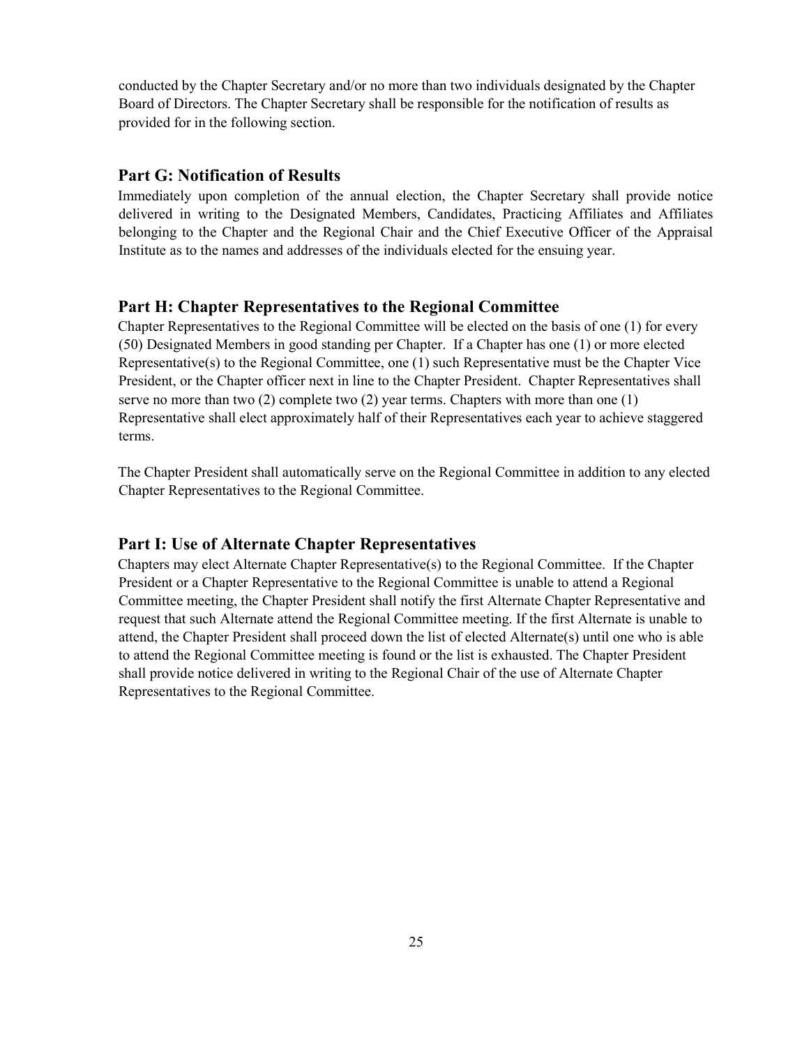conducted by the Chapter Secretary and/or no more than two individuals designated by the Chapter Board of Directors. The Chapter Secretary shall be responsible for the notification of results as provided for in the following section.

## Part G: Notification of Results

Immediately upon completion of the annual election, the Chapter Secretary shall provide notice delivered in writing to the Designated Members, Candidates, Practicing Affiliates and Affiliates belonging to the Chapter and the Regional Chair and the Chief Executive Officer of the Appraisal Institute as to the names and addresses of the individuals elected for the ensuing year.

## Part H: Chapter Representatives to the Regional Committee

Chapter Representatives to the Regional Committee will be elected on the basis of one (1) for every (50) Designated Members in good standing per Chapter. If a Chapter has one (1) or more elected Representative(s) to the Regional Committee, one (1) such Representative must be the Chapter Vice President, or the Chapter officer next in line to the Chapter President. Chapter Representatives shall serve no more than two (2) complete two (2) year terms. Chapters with more than one (1) Representative shall elect approximately half of their Representatives each year to achieve staggered terms.

The Chapter President shall automatically serve on the Regional Committee in addition to any elected Chapter Representatives to the Regional Committee.

## Part I: Use of Alternate Chapter Representatives

Chapters may elect Alternate Chapter Representative(s) to the Regional Committee. If the Chapter President or a Chapter Representative to the Regional Committee is unable to attend a Regional Committee meeting, the Chapter President shall notify the first Alternate Chapter Representative and request that such Alternate attend the Regional Committee meeting. If the first Alternate is unable to attend, the Chapter President shall proceed down the list of elected Alternate(s) until one who is able to attend the Regional Committee meeting is found or the list is exhausted. The Chapter President shall provide notice delivered in writing to the Regional Chair of the use of Alternate Chapter Representatives to the Regional Committee.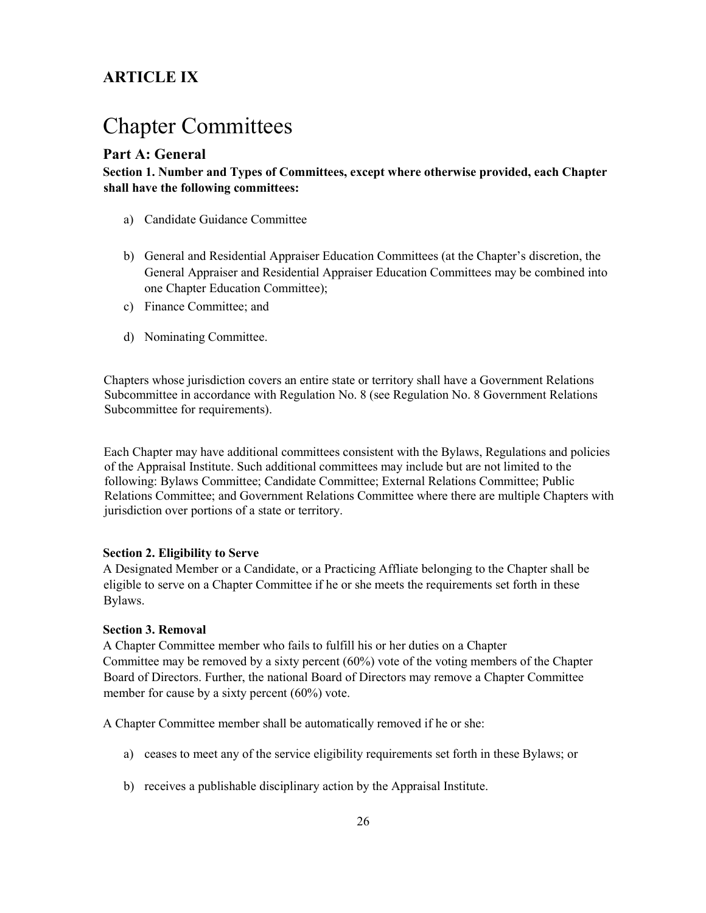## ARTICLE IX

# Chapter Committees

### Part A: General

**Section 1. Number and Types of Committees, except where otherwise provided, each Chapter shall have the following committees:**

a) Candidate Guidance Committee

b) General and Residential Appraiser Education Committees (at the Chapter's discretion, the General Appraiser and Residential Appraiser Education Committees may be combined into one Chapter Education Committee);

c) Finance Committee; and

d) Nominating Committee.

Chapters whose jurisdiction covers an entire state or territory shall have a Government Relations Subcommittee in accordance with Regulation No. 8 (see Regulation No. 8 Government Relations Subcommittee for requirements).

Each Chapter may have additional committees consistent with the Bylaws, Regulations and policies of the Appraisal Institute. Such additional committees may include but are not limited to the following: Bylaws Committee; Candidate Committee; External Relations Committee; Public Relations Committee; and Government Relations Committee where there are multiple Chapters with jurisdiction over portions of a state or territory.

**Section 2. Eligibility to Serve**

A Designated Member or a Candidate, or a Practicing Affliate belonging to the Chapter shall be eligible to serve on a Chapter Committee if he or she meets the requirements set forth in these Bylaws.

**Section 3. Removal**

A Chapter Committee member who fails to fulfill his or her duties on a Chapter Committee may be removed by a sixty percent (60%) vote of the voting members of the Chapter Board of Directors. Further, the national Board of Directors may remove a Chapter Committee member for cause by a sixty percent (60%) vote.

A Chapter Committee member shall be automatically removed if he or she:

a) ceases to meet any of the service eligibility requirements set forth in these Bylaws; or

b) receives a publishable disciplinary action by the Appraisal Institute.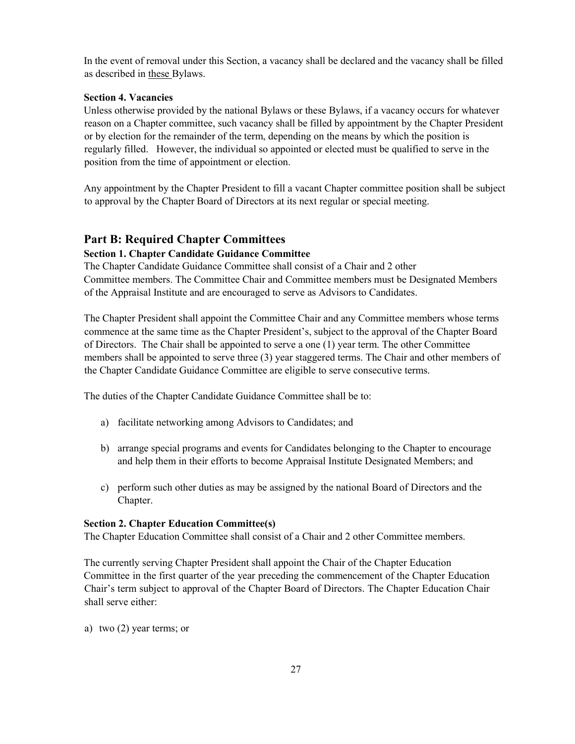In the event of removal under this Section, a vacancy shall be declared and the vacancy shall be filled as described in these Bylaws.

**Section 4. Vacancies**

Unless otherwise provided by the national Bylaws or these Bylaws, if a vacancy occurs for whatever reason on a Chapter committee, such vacancy shall be filled by appointment by the Chapter President or by election for the remainder of the term, depending on the means by which the position is regularly filled. However, the individual so appointed or elected must be qualified to serve in the position from the time of appointment or election.

Any appointment by the Chapter President to fill a vacant Chapter committee position shall be subject to approval by the Chapter Board of Directors at its next regular or special meeting.

## Part B: Required Chapter Committees

**Section 1. Chapter Candidate Guidance Committee**

The Chapter Candidate Guidance Committee shall consist of a Chair and 2 other Committee members. The Committee Chair and Committee members must be Designated Members of the Appraisal Institute and are encouraged to serve as Advisors to Candidates.

The Chapter President shall appoint the Committee Chair and any Committee members whose terms commence at the same time as the Chapter President's, subject to the approval of the Chapter Board of Directors. The Chair shall be appointed to serve a one (1) year term. The other Committee members shall be appointed to serve three (3) year staggered terms. The Chair and other members of the Chapter Candidate Guidance Committee are eligible to serve consecutive terms.

The duties of the Chapter Candidate Guidance Committee shall be to:

a) facilitate networking among Advisors to Candidates; and

b) arrange special programs and events for Candidates belonging to the Chapter to encourage and help them in their efforts to become Appraisal Institute Designated Members; and

c) perform such other duties as may be assigned by the national Board of Directors and the Chapter.

**Section 2. Chapter Education Committee(s)**

The Chapter Education Committee shall consist of a Chair and 2 other Committee members.

The currently serving Chapter President shall appoint the Chair of the Chapter Education Committee in the first quarter of the year preceding the commencement of the Chapter Education Chair's term subject to approval of the Chapter Board of Directors. The Chapter Education Chair shall serve either:

a) two (2) year terms; or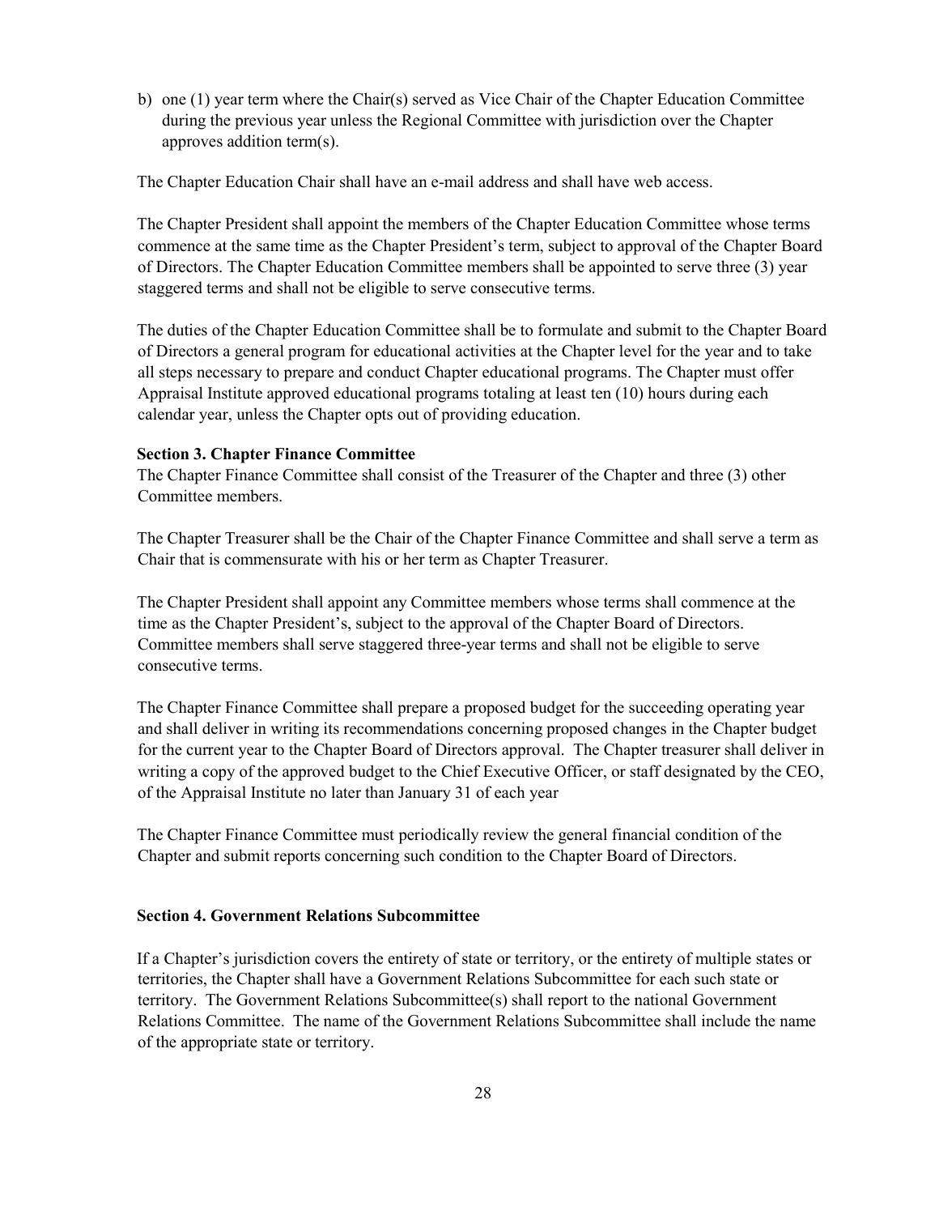b) one (1) year term where the Chair(s) served as Vice Chair of the Chapter Education Committee during the previous year unless the Regional Committee with jurisdiction over the Chapter approves addition term(s).

The Chapter Education Chair shall have an e-mail address and shall have web access.

The Chapter President shall appoint the members of the Chapter Education Committee whose terms commence at the same time as the Chapter President's term, subject to approval of the Chapter Board of Directors. The Chapter Education Committee members shall be appointed to serve three (3) year staggered terms and shall not be eligible to serve consecutive terms.

The duties of the Chapter Education Committee shall be to formulate and submit to the Chapter Board of Directors a general program for educational activities at the Chapter level for the year and to take all steps necessary to prepare and conduct Chapter educational programs. The Chapter must offer Appraisal Institute approved educational programs totaling at least ten (10) hours during each calendar year, unless the Chapter opts out of providing education.

**Section 3. Chapter Finance Committee**

The Chapter Finance Committee shall consist of the Treasurer of the Chapter and three (3) other Committee members.

The Chapter Treasurer shall be the Chair of the Chapter Finance Committee and shall serve a term as Chair that is commensurate with his or her term as Chapter Treasurer.

The Chapter President shall appoint any Committee members whose terms shall commence at the time as the Chapter President's, subject to the approval of the Chapter Board of Directors. Committee members shall serve staggered three-year terms and shall not be eligible to serve consecutive terms.

The Chapter Finance Committee shall prepare a proposed budget for the succeeding operating year and shall deliver in writing its recommendations concerning proposed changes in the Chapter budget for the current year to the Chapter Board of Directors approval. The Chapter treasurer shall deliver in writing a copy of the approved budget to the Chief Executive Officer, or staff designated by the CEO, of the Appraisal Institute no later than January 31 of each year

The Chapter Finance Committee must periodically review the general financial condition of the Chapter and submit reports concerning such condition to the Chapter Board of Directors.

**Section 4. Government Relations Subcommittee**

If a Chapter's jurisdiction covers the entirety of state or territory, or the entirety of multiple states or territories, the Chapter shall have a Government Relations Subcommittee for each such state or territory. The Government Relations Subcommittee(s) shall report to the national Government Relations Committee. The name of the Government Relations Subcommittee shall include the name of the appropriate state or territory.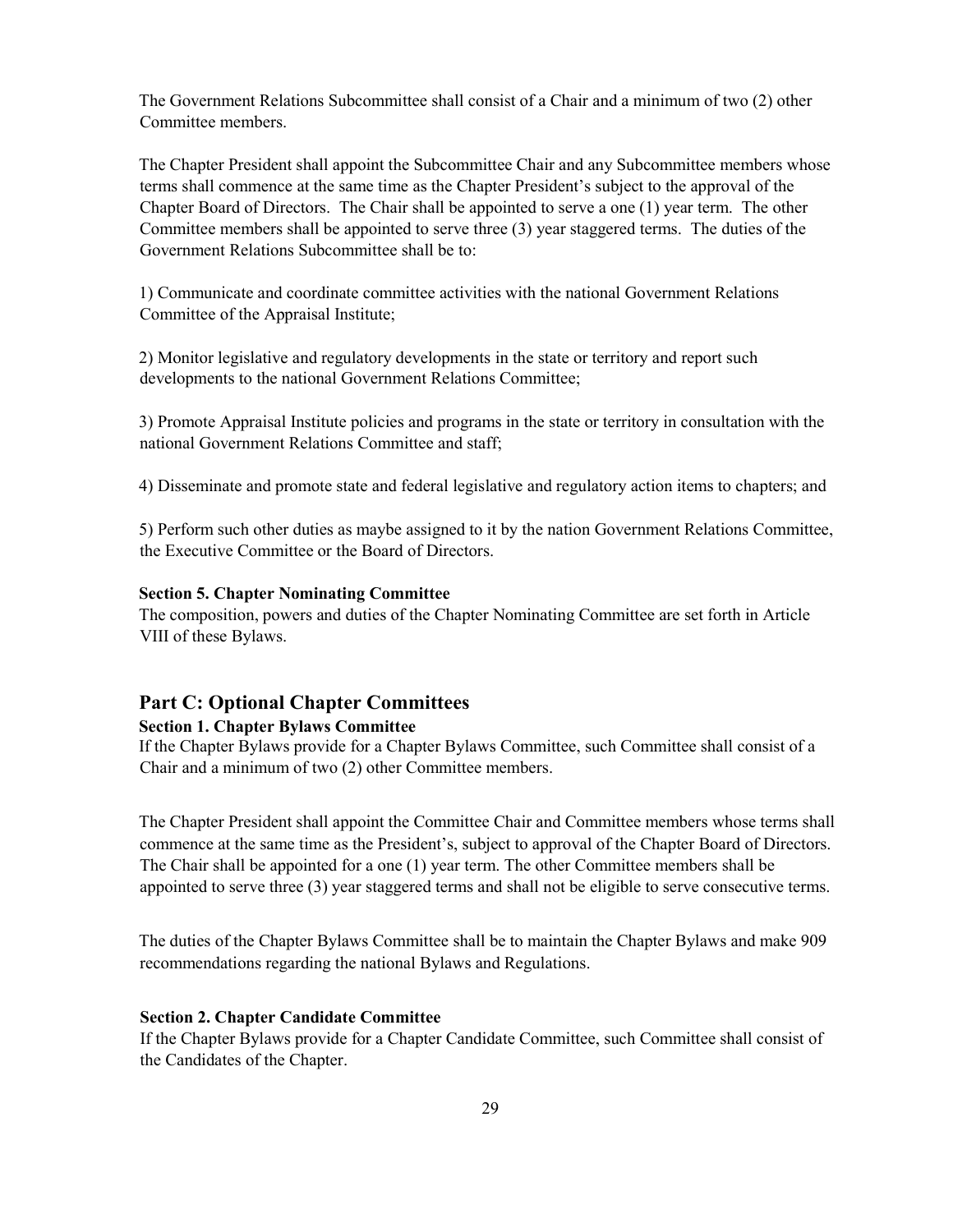The Government Relations Subcommittee shall consist of a Chair and a minimum of two (2) other Committee members.

The Chapter President shall appoint the Subcommittee Chair and any Subcommittee members whose terms shall commence at the same time as the Chapter President's subject to the approval of the Chapter Board of Directors. The Chair shall be appointed to serve a one (1) year term. The other Committee members shall be appointed to serve three (3) year staggered terms. The duties of the Government Relations Subcommittee shall be to:

1) Communicate and coordinate committee activities with the national Government Relations Committee of the Appraisal Institute;

2) Monitor legislative and regulatory developments in the state or territory and report such developments to the national Government Relations Committee;

3) Promote Appraisal Institute policies and programs in the state or territory in consultation with the national Government Relations Committee and staff;

4) Disseminate and promote state and federal legislative and regulatory action items to chapters; and

5) Perform such other duties as maybe assigned to it by the nation Government Relations Committee, the Executive Committee or the Board of Directors.

**Section 5. Chapter Nominating Committee**

The composition, powers and duties of the Chapter Nominating Committee are set forth in Article VIII of these Bylaws.

## Part C: Optional Chapter Committees

**Section 1. Chapter Bylaws Committee**

If the Chapter Bylaws provide for a Chapter Bylaws Committee, such Committee shall consist of a Chair and a minimum of two (2) other Committee members.

The Chapter President shall appoint the Committee Chair and Committee members whose terms shall commence at the same time as the President's, subject to approval of the Chapter Board of Directors. The Chair shall be appointed for a one (1) year term. The other Committee members shall be appointed to serve three (3) year staggered terms and shall not be eligible to serve consecutive terms.

The duties of the Chapter Bylaws Committee shall be to maintain the Chapter Bylaws and make 909 recommendations regarding the national Bylaws and Regulations.

**Section 2. Chapter Candidate Committee**

If the Chapter Bylaws provide for a Chapter Candidate Committee, such Committee shall consist of the Candidates of the Chapter.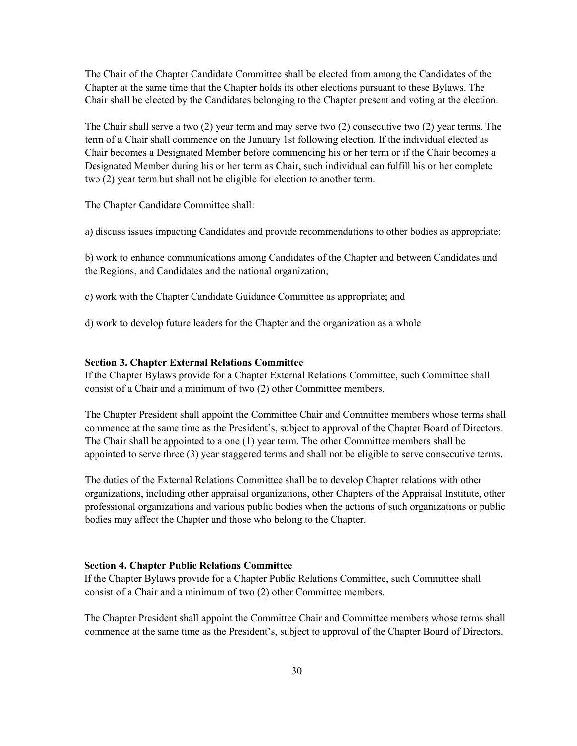The Chair of the Chapter Candidate Committee shall be elected from among the Candidates of the Chapter at the same time that the Chapter holds its other elections pursuant to these Bylaws. The Chair shall be elected by the Candidates belonging to the Chapter present and voting at the election.

The Chair shall serve a two (2) year term and may serve two (2) consecutive two (2) year terms. The term of a Chair shall commence on the January 1st following election. If the individual elected as Chair becomes a Designated Member before commencing his or her term or if the Chair becomes a Designated Member during his or her term as Chair, such individual can fulfill his or her complete two (2) year term but shall not be eligible for election to another term.

The Chapter Candidate Committee shall:

a) discuss issues impacting Candidates and provide recommendations to other bodies as appropriate;

b) work to enhance communications among Candidates of the Chapter and between Candidates and the Regions, and Candidates and the national organization;

c) work with the Chapter Candidate Guidance Committee as appropriate; and

d) work to develop future leaders for the Chapter and the organization as a whole

**Section 3. Chapter External Relations Committee**

If the Chapter Bylaws provide for a Chapter External Relations Committee, such Committee shall consist of a Chair and a minimum of two (2) other Committee members.

The Chapter President shall appoint the Committee Chair and Committee members whose terms shall commence at the same time as the President's, subject to approval of the Chapter Board of Directors. The Chair shall be appointed to a one (1) year term. The other Committee members shall be appointed to serve three (3) year staggered terms and shall not be eligible to serve consecutive terms.

The duties of the External Relations Committee shall be to develop Chapter relations with other organizations, including other appraisal organizations, other Chapters of the Appraisal Institute, other professional organizations and various public bodies when the actions of such organizations or public bodies may affect the Chapter and those who belong to the Chapter.

**Section 4. Chapter Public Relations Committee**

If the Chapter Bylaws provide for a Chapter Public Relations Committee, such Committee shall consist of a Chair and a minimum of two (2) other Committee members.

The Chapter President shall appoint the Committee Chair and Committee members whose terms shall commence at the same time as the President's, subject to approval of the Chapter Board of Directors.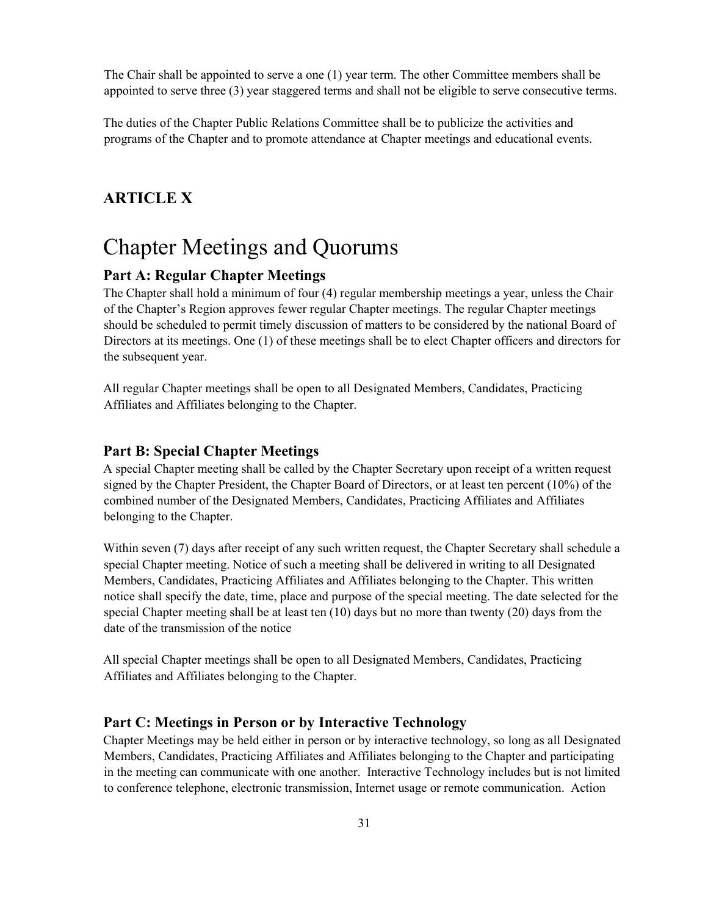The Chair shall be appointed to serve a one (1) year term. The other Committee members shall be appointed to serve three (3) year staggered terms and shall not be eligible to serve consecutive terms.

The duties of the Chapter Public Relations Committee shall be to publicize the activities and programs of the Chapter and to promote attendance at Chapter meetings and educational events.

## ARTICLE X

# Chapter Meetings and Quorums

### Part A: Regular Chapter Meetings

The Chapter shall hold a minimum of four (4) regular membership meetings a year, unless the Chair of the Chapter's Region approves fewer regular Chapter meetings. The regular Chapter meetings should be scheduled to permit timely discussion of matters to be considered by the national Board of Directors at its meetings. One (1) of these meetings shall be to elect Chapter officers and directors for the subsequent year.

All regular Chapter meetings shall be open to all Designated Members, Candidates, Practicing Affiliates and Affiliates belonging to the Chapter.

### Part B: Special Chapter Meetings

A special Chapter meeting shall be called by the Chapter Secretary upon receipt of a written request signed by the Chapter President, the Chapter Board of Directors, or at least ten percent (10%) of the combined number of the Designated Members, Candidates, Practicing Affiliates and Affiliates belonging to the Chapter.

Within seven (7) days after receipt of any such written request, the Chapter Secretary shall schedule a special Chapter meeting. Notice of such a meeting shall be delivered in writing to all Designated Members, Candidates, Practicing Affiliates and Affiliates belonging to the Chapter. This written notice shall specify the date, time, place and purpose of the special meeting. The date selected for the special Chapter meeting shall be at least ten (10) days but no more than twenty (20) days from the date of the transmission of the notice

All special Chapter meetings shall be open to all Designated Members, Candidates, Practicing Affiliates and Affiliates belonging to the Chapter.

### Part C: Meetings in Person or by Interactive Technology

Chapter Meetings may be held either in person or by interactive technology, so long as all Designated Members, Candidates, Practicing Affiliates and Affiliates belonging to the Chapter and participating in the meeting can communicate with one another. Interactive Technology includes but is not limited to conference telephone, electronic transmission, Internet usage or remote communication. Action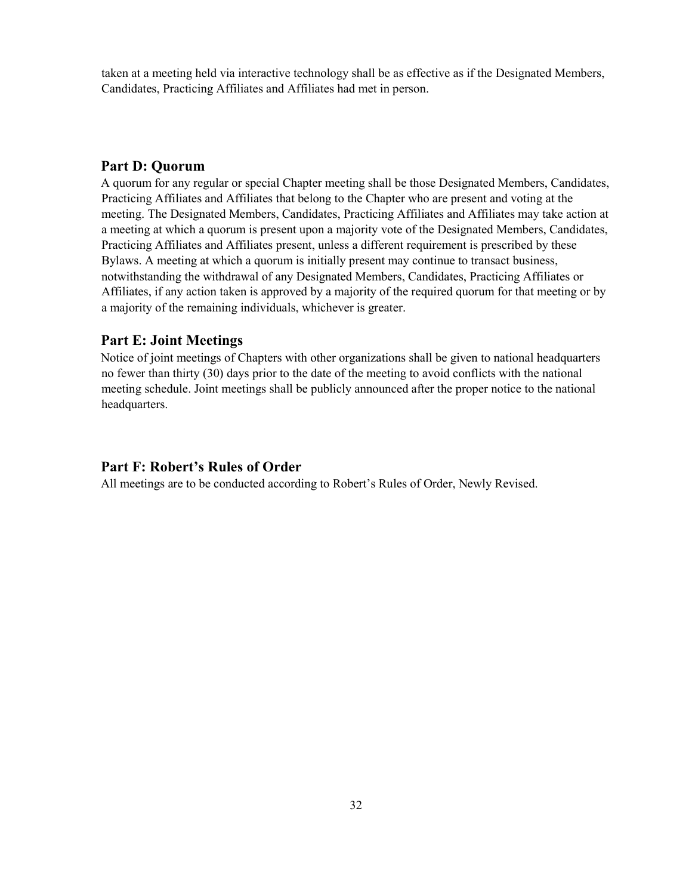taken at a meeting held via interactive technology shall be as effective as if the Designated Members, Candidates, Practicing Affiliates and Affiliates had met in person.

## Part D: Quorum

A quorum for any regular or special Chapter meeting shall be those Designated Members, Candidates, Practicing Affiliates and Affiliates that belong to the Chapter who are present and voting at the meeting. The Designated Members, Candidates, Practicing Affiliates and Affiliates may take action at a meeting at which a quorum is present upon a majority vote of the Designated Members, Candidates, Practicing Affiliates and Affiliates present, unless a different requirement is prescribed by these Bylaws. A meeting at which a quorum is initially present may continue to transact business, notwithstanding the withdrawal of any Designated Members, Candidates, Practicing Affiliates or Affiliates, if any action taken is approved by a majority of the required quorum for that meeting or by a majority of the remaining individuals, whichever is greater.

## Part E: Joint Meetings

Notice of joint meetings of Chapters with other organizations shall be given to national headquarters no fewer than thirty (30) days prior to the date of the meeting to avoid conflicts with the national meeting schedule. Joint meetings shall be publicly announced after the proper notice to the national headquarters.

## Part F: Robert's Rules of Order

All meetings are to be conducted according to Robert's Rules of Order, Newly Revised.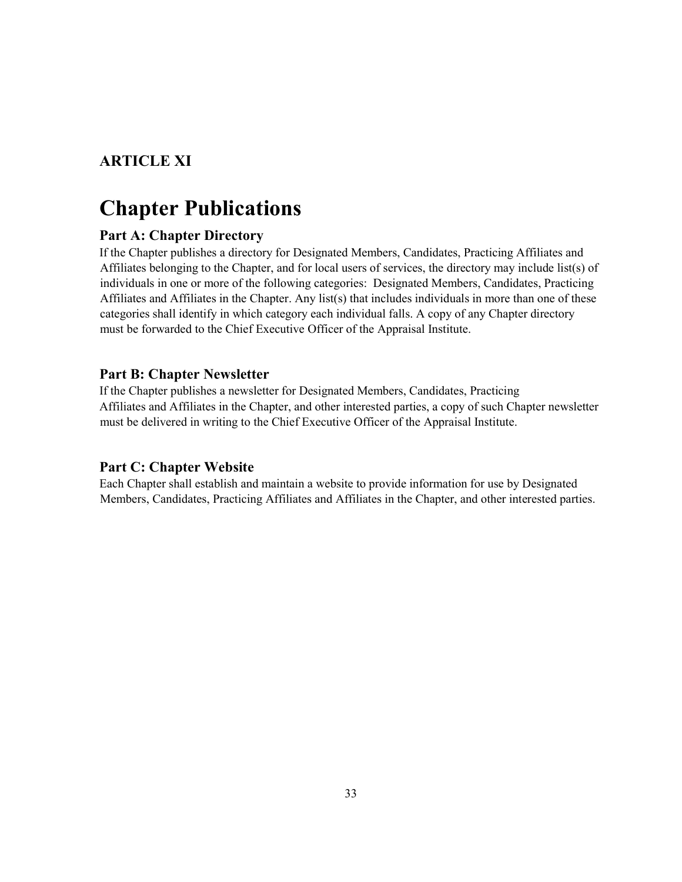## ARTICLE XI

# Chapter Publications

### Part A: Chapter Directory

If the Chapter publishes a directory for Designated Members, Candidates, Practicing Affiliates and Affiliates belonging to the Chapter, and for local users of services, the directory may include list(s) of individuals in one or more of the following categories: Designated Members, Candidates, Practicing Affiliates and Affiliates in the Chapter. Any list(s) that includes individuals in more than one of these categories shall identify in which category each individual falls. A copy of any Chapter directory must be forwarded to the Chief Executive Officer of the Appraisal Institute.

### Part B: Chapter Newsletter

If the Chapter publishes a newsletter for Designated Members, Candidates, Practicing Affiliates and Affiliates in the Chapter, and other interested parties, a copy of such Chapter newsletter must be delivered in writing to the Chief Executive Officer of the Appraisal Institute.

### Part C: Chapter Website

Each Chapter shall establish and maintain a website to provide information for use by Designated Members, Candidates, Practicing Affiliates and Affiliates in the Chapter, and other interested parties.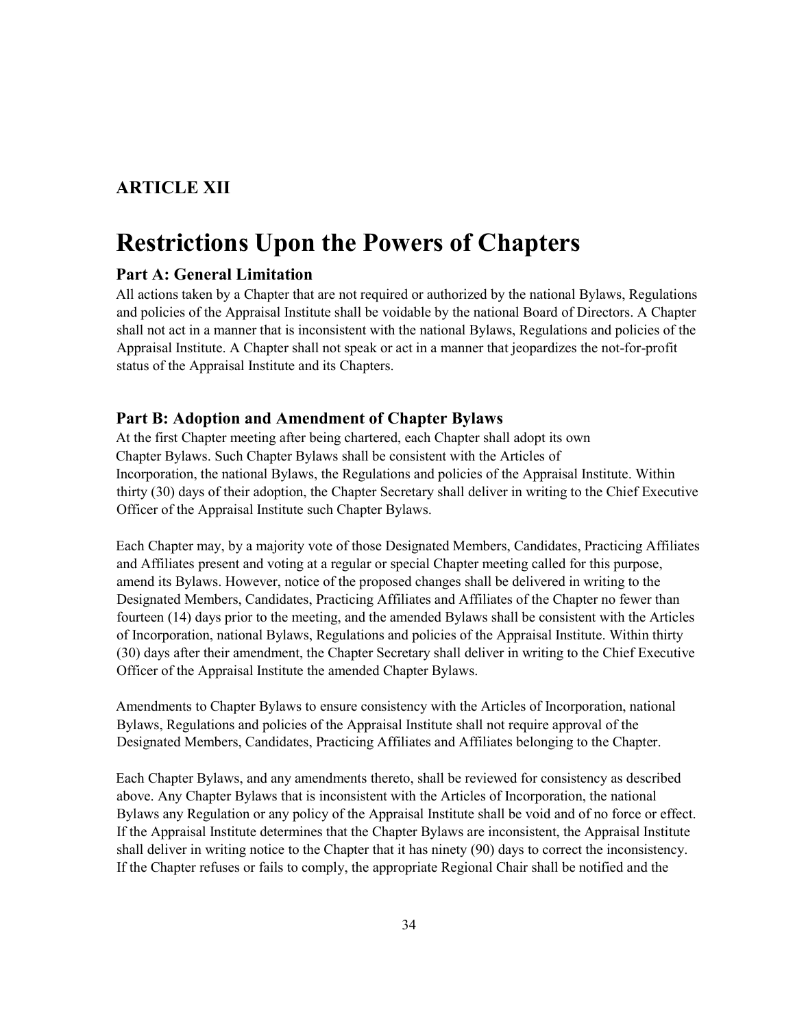## ARTICLE XII

# Restrictions Upon the Powers of Chapters

### Part A: General Limitation

All actions taken by a Chapter that are not required or authorized by the national Bylaws, Regulations and policies of the Appraisal Institute shall be voidable by the national Board of Directors. A Chapter shall not act in a manner that is inconsistent with the national Bylaws, Regulations and policies of the Appraisal Institute. A Chapter shall not speak or act in a manner that jeopardizes the not-for-profit status of the Appraisal Institute and its Chapters.

### Part B: Adoption and Amendment of Chapter Bylaws

At the first Chapter meeting after being chartered, each Chapter shall adopt its own Chapter Bylaws. Such Chapter Bylaws shall be consistent with the Articles of Incorporation, the national Bylaws, the Regulations and policies of the Appraisal Institute. Within thirty (30) days of their adoption, the Chapter Secretary shall deliver in writing to the Chief Executive Officer of the Appraisal Institute such Chapter Bylaws.

Each Chapter may, by a majority vote of those Designated Members, Candidates, Practicing Affiliates and Affiliates present and voting at a regular or special Chapter meeting called for this purpose, amend its Bylaws. However, notice of the proposed changes shall be delivered in writing to the Designated Members, Candidates, Practicing Affiliates and Affiliates of the Chapter no fewer than fourteen (14) days prior to the meeting, and the amended Bylaws shall be consistent with the Articles of Incorporation, national Bylaws, Regulations and policies of the Appraisal Institute. Within thirty (30) days after their amendment, the Chapter Secretary shall deliver in writing to the Chief Executive Officer of the Appraisal Institute the amended Chapter Bylaws.

Amendments to Chapter Bylaws to ensure consistency with the Articles of Incorporation, national Bylaws, Regulations and policies of the Appraisal Institute shall not require approval of the Designated Members, Candidates, Practicing Affiliates and Affiliates belonging to the Chapter.

Each Chapter Bylaws, and any amendments thereto, shall be reviewed for consistency as described above. Any Chapter Bylaws that is inconsistent with the Articles of Incorporation, the national Bylaws any Regulation or any policy of the Appraisal Institute shall be void and of no force or effect. If the Appraisal Institute determines that the Chapter Bylaws are inconsistent, the Appraisal Institute shall deliver in writing notice to the Chapter that it has ninety (90) days to correct the inconsistency. If the Chapter refuses or fails to comply, the appropriate Regional Chair shall be notified and the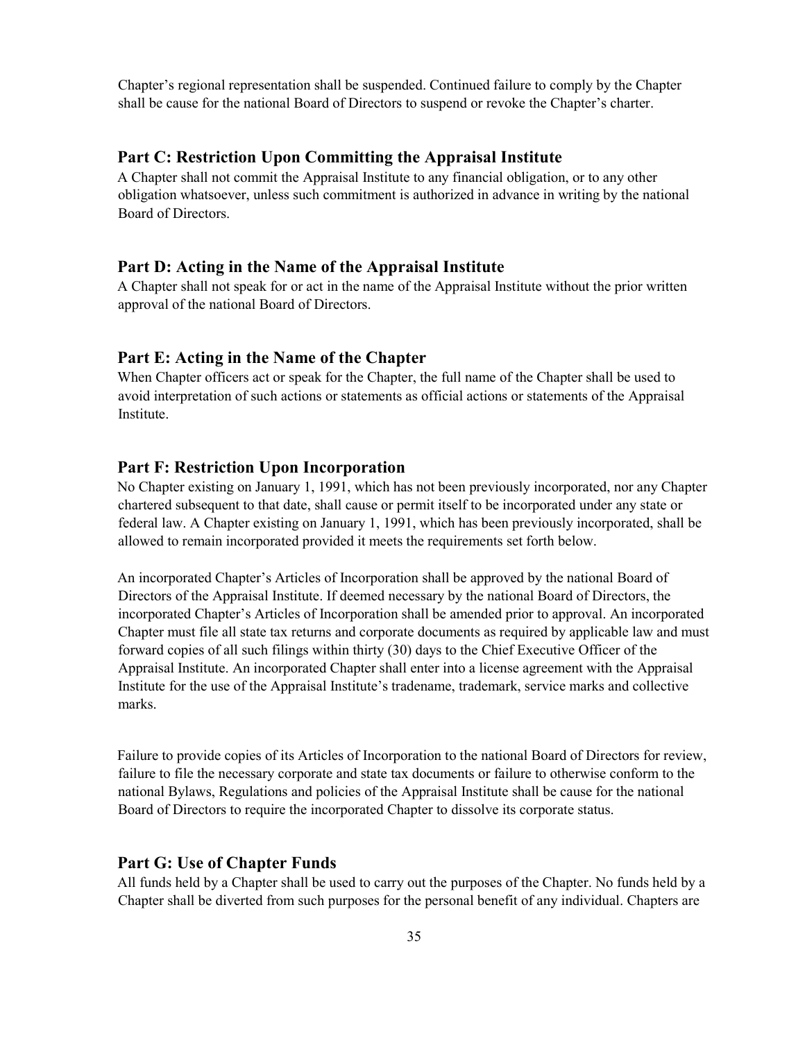Chapter's regional representation shall be suspended. Continued failure to comply by the Chapter shall be cause for the national Board of Directors to suspend or revoke the Chapter's charter.

### Part C: Restriction Upon Committing the Appraisal Institute

A Chapter shall not commit the Appraisal Institute to any financial obligation, or to any other obligation whatsoever, unless such commitment is authorized in advance in writing by the national Board of Directors.

### Part D: Acting in the Name of the Appraisal Institute

A Chapter shall not speak for or act in the name of the Appraisal Institute without the prior written approval of the national Board of Directors.

### Part E: Acting in the Name of the Chapter

When Chapter officers act or speak for the Chapter, the full name of the Chapter shall be used to avoid interpretation of such actions or statements as official actions or statements of the Appraisal Institute.

### Part F: Restriction Upon Incorporation

No Chapter existing on January 1, 1991, which has not been previously incorporated, nor any Chapter chartered subsequent to that date, shall cause or permit itself to be incorporated under any state or federal law. A Chapter existing on January 1, 1991, which has been previously incorporated, shall be allowed to remain incorporated provided it meets the requirements set forth below.

An incorporated Chapter's Articles of Incorporation shall be approved by the national Board of Directors of the Appraisal Institute. If deemed necessary by the national Board of Directors, the incorporated Chapter's Articles of Incorporation shall be amended prior to approval. An incorporated Chapter must file all state tax returns and corporate documents as required by applicable law and must forward copies of all such filings within thirty (30) days to the Chief Executive Officer of the Appraisal Institute. An incorporated Chapter shall enter into a license agreement with the Appraisal Institute for the use of the Appraisal Institute's tradename, trademark, service marks and collective marks.

Failure to provide copies of its Articles of Incorporation to the national Board of Directors for review, failure to file the necessary corporate and state tax documents or failure to otherwise conform to the national Bylaws, Regulations and policies of the Appraisal Institute shall be cause for the national Board of Directors to require the incorporated Chapter to dissolve its corporate status.

### Part G: Use of Chapter Funds

All funds held by a Chapter shall be used to carry out the purposes of the Chapter. No funds held by a Chapter shall be diverted from such purposes for the personal benefit of any individual. Chapters are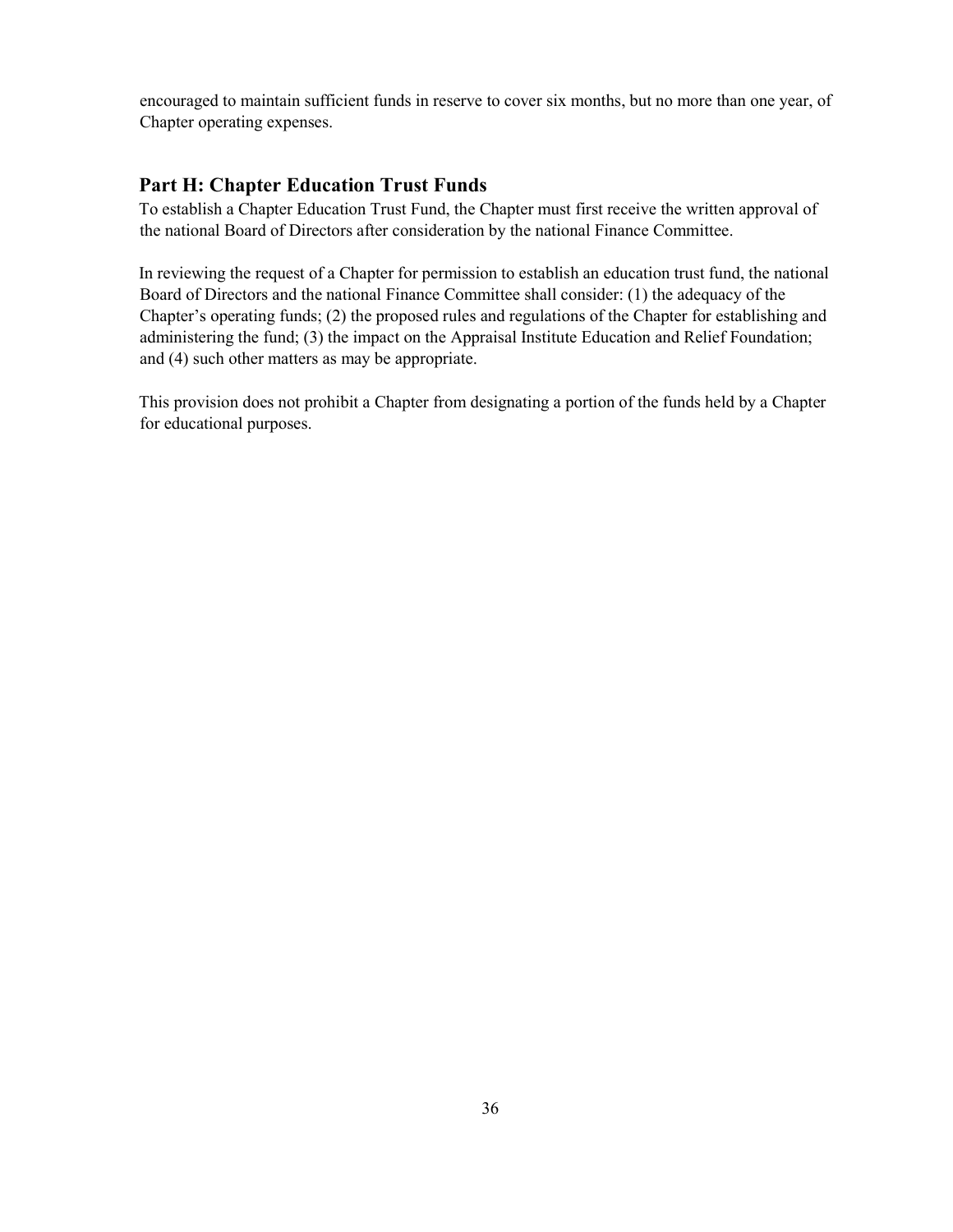encouraged to maintain sufficient funds in reserve to cover six months, but no more than one year, of Chapter operating expenses.

## Part H: Chapter Education Trust Funds

To establish a Chapter Education Trust Fund, the Chapter must first receive the written approval of the national Board of Directors after consideration by the national Finance Committee.

In reviewing the request of a Chapter for permission to establish an education trust fund, the national Board of Directors and the national Finance Committee shall consider: (1) the adequacy of the Chapter's operating funds; (2) the proposed rules and regulations of the Chapter for establishing and administering the fund; (3) the impact on the Appraisal Institute Education and Relief Foundation; and (4) such other matters as may be appropriate.

This provision does not prohibit a Chapter from designating a portion of the funds held by a Chapter for educational purposes.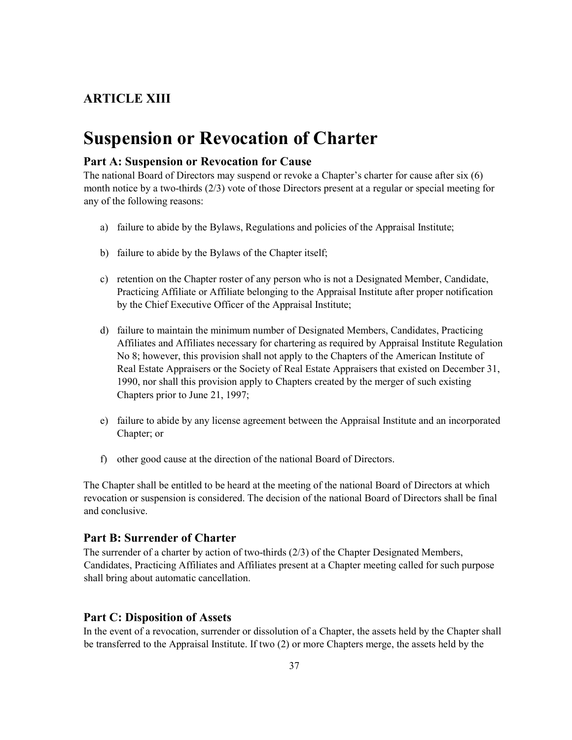## ARTICLE XIII

# Suspension or Revocation of Charter

### Part A: Suspension or Revocation for Cause

The national Board of Directors may suspend or revoke a Chapter's charter for cause after six (6) month notice by a two-thirds (2/3) vote of those Directors present at a regular or special meeting for any of the following reasons:

a) failure to abide by the Bylaws, Regulations and policies of the Appraisal Institute;

b) failure to abide by the Bylaws of the Chapter itself;

c) retention on the Chapter roster of any person who is not a Designated Member, Candidate, Practicing Affiliate or Affiliate belonging to the Appraisal Institute after proper notification by the Chief Executive Officer of the Appraisal Institute;

d) failure to maintain the minimum number of Designated Members, Candidates, Practicing Affiliates and Affiliates necessary for chartering as required by Appraisal Institute Regulation No 8; however, this provision shall not apply to the Chapters of the American Institute of Real Estate Appraisers or the Society of Real Estate Appraisers that existed on December 31, 1990, nor shall this provision apply to Chapters created by the merger of such existing Chapters prior to June 21, 1997;

e) failure to abide by any license agreement between the Appraisal Institute and an incorporated Chapter; or

f) other good cause at the direction of the national Board of Directors.

The Chapter shall be entitled to be heard at the meeting of the national Board of Directors at which revocation or suspension is considered. The decision of the national Board of Directors shall be final and conclusive.

### Part B: Surrender of Charter

The surrender of a charter by action of two-thirds (2/3) of the Chapter Designated Members, Candidates, Practicing Affiliates and Affiliates present at a Chapter meeting called for such purpose shall bring about automatic cancellation.

### Part C: Disposition of Assets

In the event of a revocation, surrender or dissolution of a Chapter, the assets held by the Chapter shall be transferred to the Appraisal Institute. If two (2) or more Chapters merge, the assets held by the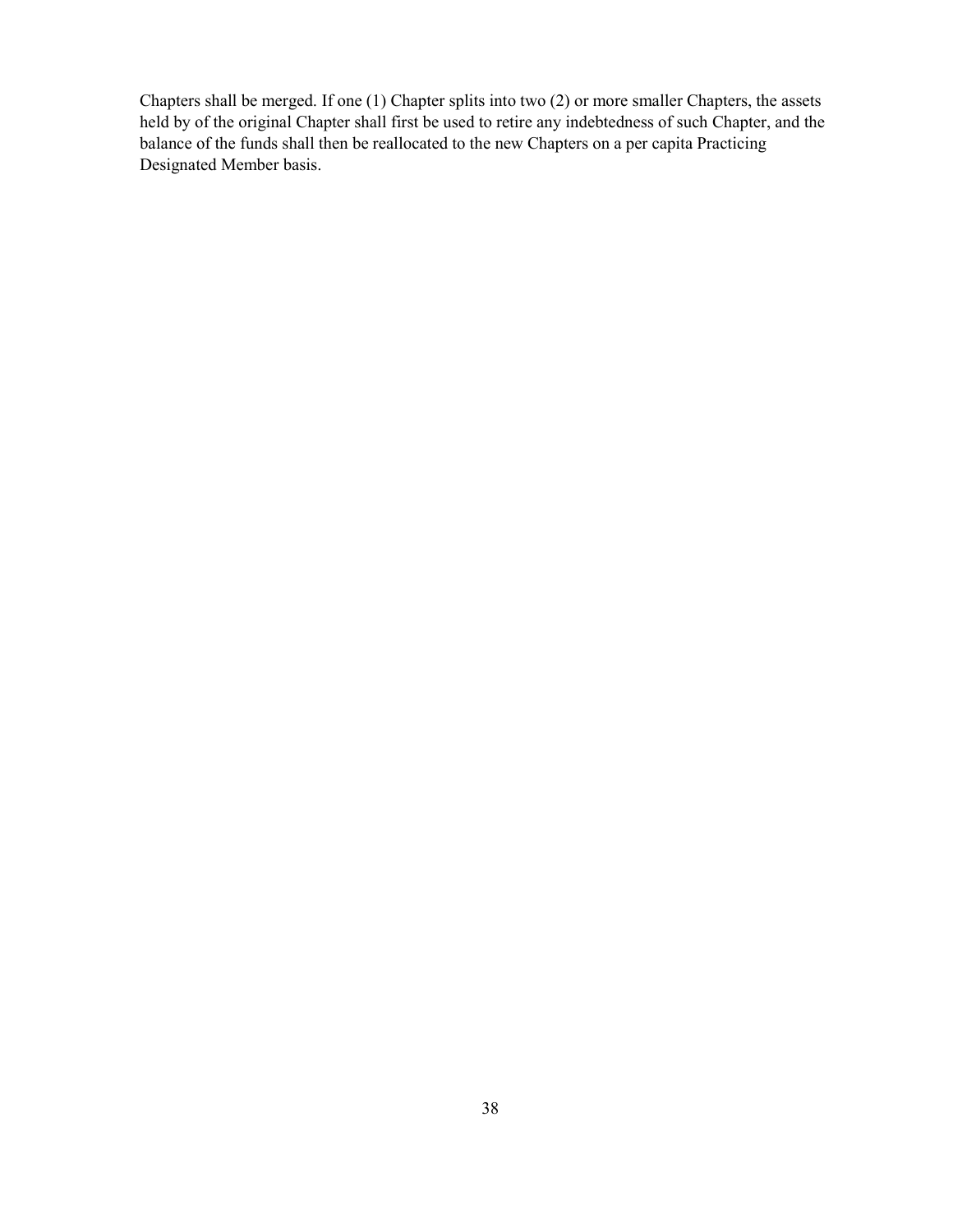Chapters shall be merged. If one (1) Chapter splits into two (2) or more smaller Chapters, the assets held by of the original Chapter shall first be used to retire any indebtedness of such Chapter, and the balance of the funds shall then be reallocated to the new Chapters on a per capita Practicing Designated Member basis.